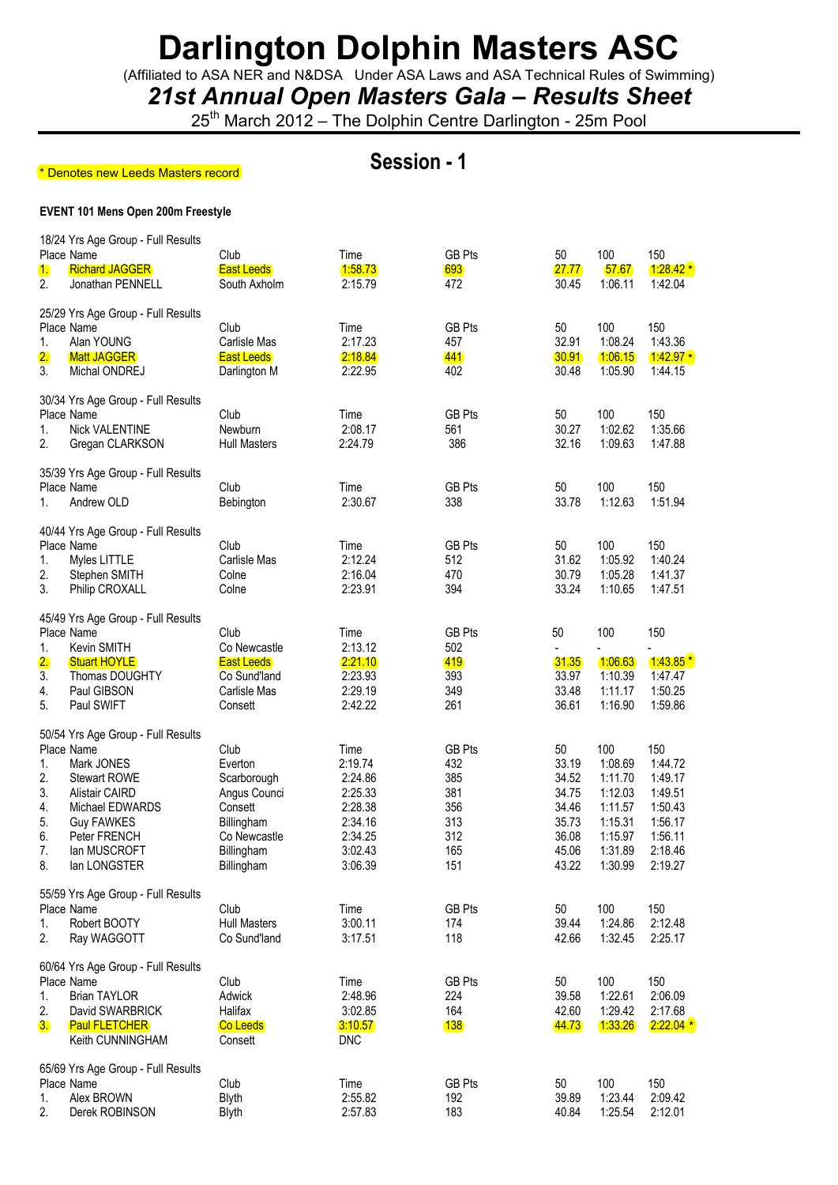# Darlington Dolphin Masters ASC

(Affiliated to ASA NER and N&DSA Under ASA Laws and ASA Technical Rules of Swimming)

## *21st Annual Open Masters Gala – Results Sheet*

25th March 2012 – The Dolphin Centre Darlington - 25m Pool

\* Denotes new Leeds Masters record

## Session - 1

**EVENT 101 Mens Open 200m Freestyle**

18/24 Yrs Age Group - Full Results

| Place | Name | Club | Time | GB Pts | 50 | 100 | 150 |
|---|---|---|---|---|---|---|---|
| 1. | Richard JAGGER | East Leeds | 1:58.73 | 693 | 27.77 | 57.67 | 1:28.42 * |
| 2. | Jonathan PENNELL | South Axholm | 2:15.79 | 472 | 30.45 | 1:06.11 | 1:42.04 |

25/29 Yrs Age Group - Full Results

| Place | Name | Club | Time | GB Pts | 50 | 100 | 150 |
|---|---|---|---|---|---|---|---|
| 1. | Alan YOUNG | Carlisle Mas | 2:17.23 | 457 | 32.91 | 1:08.24 | 1:43.36 |
| 2. | Matt JAGGER | East Leeds | 2:18.84 | 441 | 30.91 | 1:06.15 | 1:42.97 * |
| 3. | Michal ONDREJ | Darlington M | 2:22.95 | 402 | 30.48 | 1:05.90 | 1:44.15 |

30/34 Yrs Age Group - Full Results

| Place | Name | Club | Time | GB Pts | 50 | 100 | 150 |
|---|---|---|---|---|---|---|---|
| 1. | Nick VALENTINE | Newburn | 2:08.17 | 561 | 30.27 | 1:02.62 | 1:35.66 |
| 2. | Gregan CLARKSON | Hull Masters | 2:24.79 | 386 | 32.16 | 1:09.63 | 1:47.88 |

35/39 Yrs Age Group - Full Results

| Place | Name | Club | Time | GB Pts | 50 | 100 | 150 |
|---|---|---|---|---|---|---|---|
| 1. | Andrew OLD | Bebington | 2:30.67 | 338 | 33.78 | 1:12.63 | 1:51.94 |

40/44 Yrs Age Group - Full Results

| Place | Name | Club | Time | GB Pts | 50 | 100 | 150 |
|---|---|---|---|---|---|---|---|
| 1. | Myles LITTLE | Carlisle Mas | 2:12.24 | 512 | 31.62 | 1:05.92 | 1:40.24 |
| 2. | Stephen SMITH | Colne | 2:16.04 | 470 | 30.79 | 1:05.28 | 1:41.37 |
| 3. | Philip CROXALL | Colne | 2:23.91 | 394 | 33.24 | 1:10.65 | 1:47.51 |

45/49 Yrs Age Group - Full Results

| Place | Name | Club | Time | GB Pts | 50 | 100 | 150 |
|---|---|---|---|---|---|---|---|
| 1. | Kevin SMITH | Co Newcastle | 2:13.12 | 502 | - | - | - |
| 2. | Stuart HOYLE | East Leeds | 2:21.10 | 419 | 31.35 | 1:06.63 | 1:43.85 * |
| 3. | Thomas DOUGHTY | Co Sund'land | 2:23.93 | 393 | 33.97 | 1:10.39 | 1:47.47 |
| 4. | Paul GIBSON | Carlisle Mas | 2:29.19 | 349 | 33.48 | 1:11.17 | 1:50.25 |
| 5. | Paul SWIFT | Consett | 2:42.22 | 261 | 36.61 | 1:16.90 | 1:59.86 |

50/54 Yrs Age Group - Full Results

| Place | Name | Club | Time | GB Pts | 50 | 100 | 150 |
|---|---|---|---|---|---|---|---|
| 1. | Mark JONES | Everton | 2:19.74 | 432 | 33.19 | 1:08.69 | 1:44.72 |
| 2. | Stewart ROWE | Scarborough | 2:24.86 | 385 | 34.52 | 1:11.70 | 1:49.17 |
| 3. | Alistair CAIRD | Angus Counci | 2:25.33 | 381 | 34.75 | 1:12.03 | 1:49.51 |
| 4. | Michael EDWARDS | Consett | 2:28.38 | 356 | 34.46 | 1:11.57 | 1:50.43 |
| 5. | Guy FAWKES | Billingham | 2:34.16 | 313 | 35.73 | 1:15.31 | 1:56.17 |
| 6. | Peter FRENCH | Co Newcastle | 2:34.25 | 312 | 36.08 | 1:15.97 | 1:56.11 |
| 7. | Ian MUSCROFT | Billingham | 3:02.43 | 165 | 45.06 | 1:31.89 | 2:18.46 |
| 8. | Ian LONGSTER | Billingham | 3:06.39 | 151 | 43.22 | 1:30.99 | 2:19.27 |

55/59 Yrs Age Group - Full Results

| Place | Name | Club | Time | GB Pts | 50 | 100 | 150 |
|---|---|---|---|---|---|---|---|
| 1. | Robert BOOTY | Hull Masters | 3:00.11 | 174 | 39.44 | 1:24.86 | 2:12.48 |
| 2. | Ray WAGGOTT | Co Sund'land | 3:17.51 | 118 | 42.66 | 1:32.45 | 2:25.17 |

60/64 Yrs Age Group - Full Results

| Place | Name | Club | Time | GB Pts | 50 | 100 | 150 |
|---|---|---|---|---|---|---|---|
| 1. | Brian TAYLOR | Adwick | 2:48.96 | 224 | 39.58 | 1:22.61 | 2:06.09 |
| 2. | David SWARBRICK | Halifax | 3:02.85 | 164 | 42.60 | 1:29.42 | 2:17.68 |
| 3. | Paul FLETCHER | Co Leeds | 3:10.57 | 138 | 44.73 | 1:33.26 | 2:22.04 * |
| | Keith CUNNINGHAM | Consett | DNC | | | | |

65/69 Yrs Age Group - Full Results

| Place | Name | Club | Time | GB Pts | 50 | 100 | 150 |
|---|---|---|---|---|---|---|---|
| 1. | Alex BROWN | Blyth | 2:55.82 | 192 | 39.89 | 1:23.44 | 2:09.42 |
| 2. | Derek ROBINSON | Blyth | 2:57.83 | 183 | 40.84 | 1:25.54 | 2:12.01 |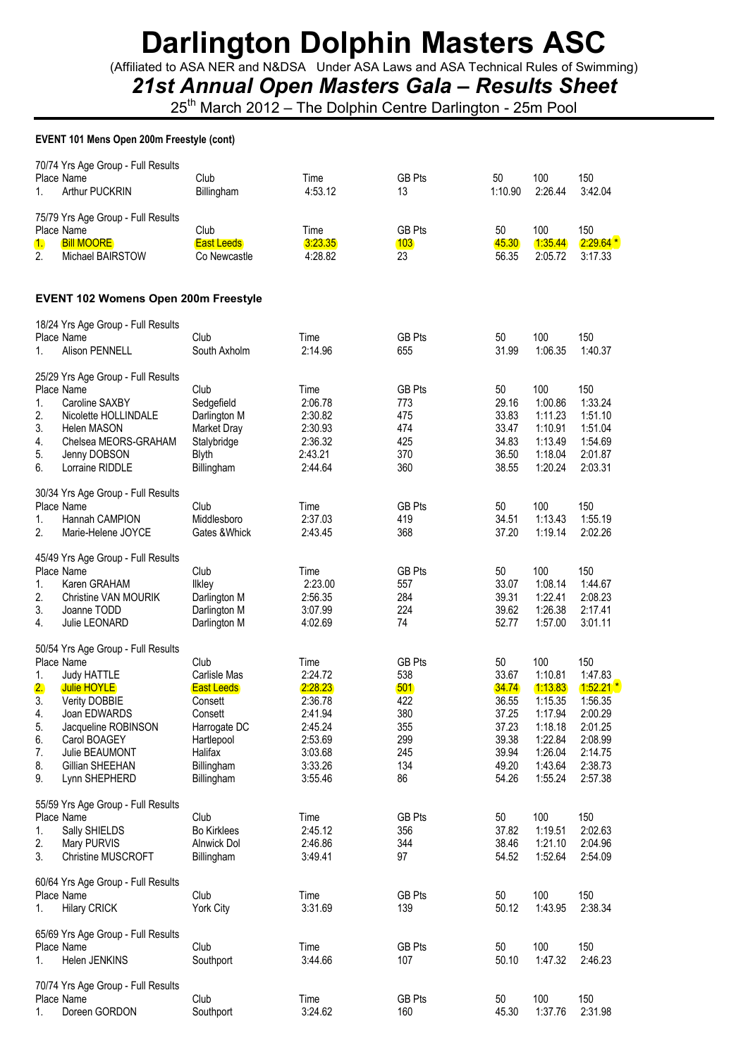# Darlington Dolphin Masters ASC

(Affiliated to ASA NER and N&DSA Under ASA Laws and ASA Technical Rules of Swimming)

## *21st Annual Open Masters Gala – Results Sheet*

25th March 2012 – The Dolphin Centre Darlington - 25m Pool

**EVENT 101 Mens Open 200m Freestyle (cont)**

70/74 Yrs Age Group - Full Results

| Place | Name | Club | Time | GB Pts | 50 | 100 | 150 |
|---|---|---|---|---|---|---|---|
| 1. | Arthur PUCKRIN | Billingham | 4:53.12 | 13 | 1:10.90 | 2:26.44 | 3:42.04 |

75/79 Yrs Age Group - Full Results

| Place | Name | Club | Time | GB Pts | 50 | 100 | 150 |
|---|---|---|---|---|---|---|---|
| 1. | Bill MOORE | East Leeds | 3:23.35 | 103 | 45.30 | 1:35.44 | 2:29.64 * |
| 2. | Michael BAIRSTOW | Co Newcastle | 4:28.82 | 23 | 56.35 | 2:05.72 | 3:17.33 |

### EVENT 102 Womens Open 200m Freestyle

18/24 Yrs Age Group - Full Results

| Place | Name | Club | Time | GB Pts | 50 | 100 | 150 |
|---|---|---|---|---|---|---|---|
| 1. | Alison PENNELL | South Axholm | 2:14.96 | 655 | 31.99 | 1:06.35 | 1:40.37 |

25/29 Yrs Age Group - Full Results

| Place | Name | Club | Time | GB Pts | 50 | 100 | 150 |
|---|---|---|---|---|---|---|---|
| 1. | Caroline SAXBY | Sedgefield | 2:06.78 | 773 | 29.16 | 1:00.86 | 1:33.24 |
| 2. | Nicolette HOLLINDALE | Darlington M | 2:30.82 | 475 | 33.83 | 1:11.23 | 1:51.10 |
| 3. | Helen MASON | Market Dray | 2:30.93 | 474 | 33.47 | 1:10.91 | 1:51.04 |
| 4. | Chelsea MEORS-GRAHAM | Stalybridge | 2:36.32 | 425 | 34.83 | 1:13.49 | 1:54.69 |
| 5. | Jenny DOBSON | Blyth | 2:43.21 | 370 | 36.50 | 1:18.04 | 2:01.87 |
| 6. | Lorraine RIDDLE | Billingham | 2:44.64 | 360 | 38.55 | 1:20.24 | 2:03.31 |

30/34 Yrs Age Group - Full Results

| Place | Name | Club | Time | GB Pts | 50 | 100 | 150 |
|---|---|---|---|---|---|---|---|
| 1. | Hannah CAMPION | Middlesboro | 2:37.03 | 419 | 34.51 | 1:13.43 | 1:55.19 |
| 2. | Marie-Helene JOYCE | Gates &Whick | 2:43.45 | 368 | 37.20 | 1:19.14 | 2:02.26 |

45/49 Yrs Age Group - Full Results

| Place | Name | Club | Time | GB Pts | 50 | 100 | 150 |
|---|---|---|---|---|---|---|---|
| 1. | Karen GRAHAM | Ilkley | 2:23.00 | 557 | 33.07 | 1:08.14 | 1:44.67 |
| 2. | Christine VAN MOURIK | Darlington M | 2:56.35 | 284 | 39.31 | 1:22.41 | 2:08.23 |
| 3. | Joanne TODD | Darlington M | 3:07.99 | 224 | 39.62 | 1:26.38 | 2:17.41 |
| 4. | Julie LEONARD | Darlington M | 4:02.69 | 74 | 52.77 | 1:57.00 | 3:01.11 |

50/54 Yrs Age Group - Full Results

| Place | Name | Club | Time | GB Pts | 50 | 100 | 150 |
|---|---|---|---|---|---|---|---|
| 1. | Judy HATTLE | Carlisle Mas | 2:24.72 | 538 | 33.67 | 1:10.81 | 1:47.83 |
| 2. | Julie HOYLE | East Leeds | 2:28.23 | 501 | 34.74 | 1:13.83 | 1:52.21 * |
| 3. | Verity DOBBIE | Consett | 2:36.78 | 422 | 36.55 | 1:15.35 | 1:56.35 |
| 4. | Joan EDWARDS | Consett | 2:41.94 | 380 | 37.25 | 1:17.94 | 2:00.29 |
| 5. | Jacqueline ROBINSON | Harrogate DC | 2:45.24 | 355 | 37.23 | 1:18.18 | 2:01.25 |
| 6. | Carol BOAGEY | Hartlepool | 2:53.69 | 299 | 39.38 | 1:22.84 | 2:08.99 |
| 7. | Julie BEAUMONT | Halifax | 3:03.68 | 245 | 39.94 | 1:26.04 | 2:14.75 |
| 8. | Gillian SHEEHAN | Billingham | 3:33.26 | 134 | 49.20 | 1:43.64 | 2:38.73 |
| 9. | Lynn SHEPHERD | Billingham | 3:55.46 | 86 | 54.26 | 1:55.24 | 2:57.38 |

55/59 Yrs Age Group - Full Results

| Place | Name | Club | Time | GB Pts | 50 | 100 | 150 |
|---|---|---|---|---|---|---|---|
| 1. | Sally SHIELDS | Bo Kirklees | 2:45.12 | 356 | 37.82 | 1:19.51 | 2:02.63 |
| 2. | Mary PURVIS | Alnwick Dol | 2:46.86 | 344 | 38.46 | 1:21.10 | 2:04.96 |
| 3. | Christine MUSCROFT | Billingham | 3:49.41 | 97 | 54.52 | 1:52.64 | 2:54.09 |

60/64 Yrs Age Group - Full Results

| Place | Name | Club | Time | GB Pts | 50 | 100 | 150 |
|---|---|---|---|---|---|---|---|
| 1. | Hilary CRICK | York City | 3:31.69 | 139 | 50.12 | 1:43.95 | 2:38.34 |

65/69 Yrs Age Group - Full Results

| Place | Name | Club | Time | GB Pts | 50 | 100 | 150 |
|---|---|---|---|---|---|---|---|
| 1. | Helen JENKINS | Southport | 3:44.66 | 107 | 50.10 | 1:47.32 | 2:46.23 |

70/74 Yrs Age Group - Full Results

| Place | Name | Club | Time | GB Pts | 50 | 100 | 150 |
|---|---|---|---|---|---|---|---|
| 1. | Doreen GORDON | Southport | 3:24.62 | 160 | 45.30 | 1:37.76 | 2:31.98 |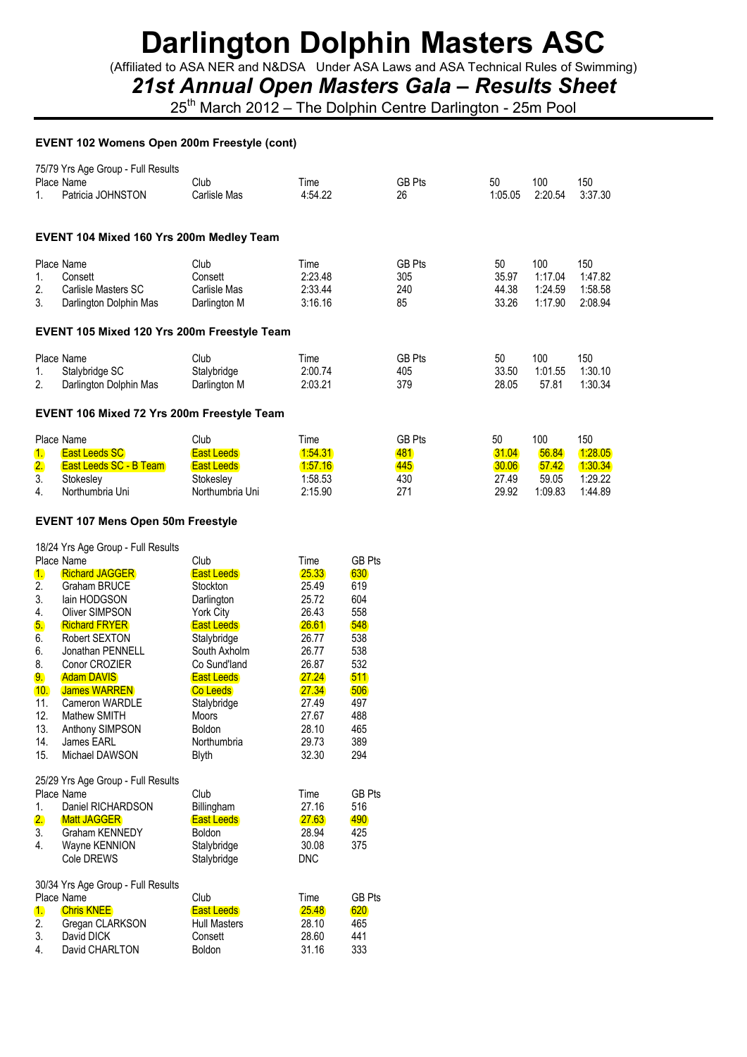# Darlington Dolphin Masters ASC

(Affiliated to ASA NER and N&DSA Under ASA Laws and ASA Technical Rules of Swimming)

## *21st Annual Open Masters Gala – Results Sheet*

25th March 2012 – The Dolphin Centre Darlington - 25m Pool

### EVENT 102 Womens Open 200m Freestyle (cont)

75/79 Yrs Age Group - Full Results

| Place | Name | Club | Time | GB Pts | 50 | 100 | 150 |
|---|---|---|---|---|---|---|---|
| 1. | Patricia JOHNSTON | Carlisle Mas | 4:54.22 | 26 | 1:05.05 | 2:20.54 | 3:37.30 |

### EVENT 104 Mixed 160 Yrs 200m Medley Team

| Place | Name | Club | Time | GB Pts | 50 | 100 | 150 |
|---|---|---|---|---|---|---|---|
| 1. | Consett | Consett | 2:23.48 | 305 | 35.97 | 1:17.04 | 1:47.82 |
| 2. | Carlisle Masters SC | Carlisle Mas | 2:33.44 | 240 | 44.38 | 1:24.59 | 1:58.58 |
| 3. | Darlington Dolphin Mas | Darlington M | 3:16.16 | 85 | 33.26 | 1:17.90 | 2:08.94 |

### EVENT 105 Mixed 120 Yrs 200m Freestyle Team

| Place | Name | Club | Time | GB Pts | 50 | 100 | 150 |
|---|---|---|---|---|---|---|---|
| 1. | Stalybridge SC | Stalybridge | 2:00.74 | 405 | 33.50 | 1:01.55 | 1:30.10 |
| 2. | Darlington Dolphin Mas | Darlington M | 2:03.21 | 379 | 28.05 | 57.81 | 1:30.34 |

### EVENT 106 Mixed 72 Yrs 200m Freestyle Team

| Place | Name | Club | Time | GB Pts | 50 | 100 | 150 |
|---|---|---|---|---|---|---|---|
| 1. | East Leeds SC | East Leeds | 1:54.31 | 481 | 31.04 | 56.84 | 1:28.05 |
| 2. | East Leeds SC - B Team | East Leeds | 1:57.16 | 445 | 30.06 | 57.42 | 1:30.34 |
| 3. | Stokesley | Stokesley | 1:58.53 | 430 | 27.49 | 59.05 | 1:29.22 |
| 4. | Northumbria Uni | Northumbria Uni | 2:15.90 | 271 | 29.92 | 1:09.83 | 1:44.89 |

### EVENT 107 Mens Open 50m Freestyle

18/24 Yrs Age Group - Full Results

| Place | Name | Club | Time | GB Pts |
|---|---|---|---|---|
| 1. | Richard JAGGER | East Leeds | 25.33 | 630 |
| 2. | Graham BRUCE | Stockton | 25.49 | 619 |
| 3. | Iain HODGSON | Darlington | 25.72 | 604 |
| 4. | Oliver SIMPSON | York City | 26.43 | 558 |
| 5. | Richard FRYER | East Leeds | 26.61 | 548 |
| 6. | Robert SEXTON | Stalybridge | 26.77 | 538 |
| 6. | Jonathan PENNELL | South Axholm | 26.77 | 538 |
| 8. | Conor CROZIER | Co Sund'land | 26.87 | 532 |
| 9. | Adam DAVIS | East Leeds | 27.24 | 511 |
| 10. | James WARREN | Co Leeds | 27.34 | 506 |
| 11. | Cameron WARDLE | Stalybridge | 27.49 | 497 |
| 12. | Mathew SMITH | Moors | 27.67 | 488 |
| 13. | Anthony SIMPSON | Boldon | 28.10 | 465 |
| 14. | James EARL | Northumbria | 29.73 | 389 |
| 15. | Michael DAWSON | Blyth | 32.30 | 294 |

25/29 Yrs Age Group - Full Results

| Place | Name | Club | Time | GB Pts |
|---|---|---|---|---|
| 1. | Daniel RICHARDSON | Billingham | 27.16 | 516 |
| 2. | Matt JAGGER | East Leeds | 27.63 | 490 |
| 3. | Graham KENNEDY | Boldon | 28.94 | 425 |
| 4. | Wayne KENNION | Stalybridge | 30.08 | 375 |
| | Cole DREWS | Stalybridge | DNC | |

30/34 Yrs Age Group - Full Results

| Place | Name | Club | Time | GB Pts |
|---|---|---|---|---|
| 1. | Chris KNEE | East Leeds | 25.48 | 620 |
| 2. | Gregan CLARKSON | Hull Masters | 28.10 | 465 |
| 3. | David DICK | Consett | 28.60 | 441 |
| 4. | David CHARLTON | Boldon | 31.16 | 333 |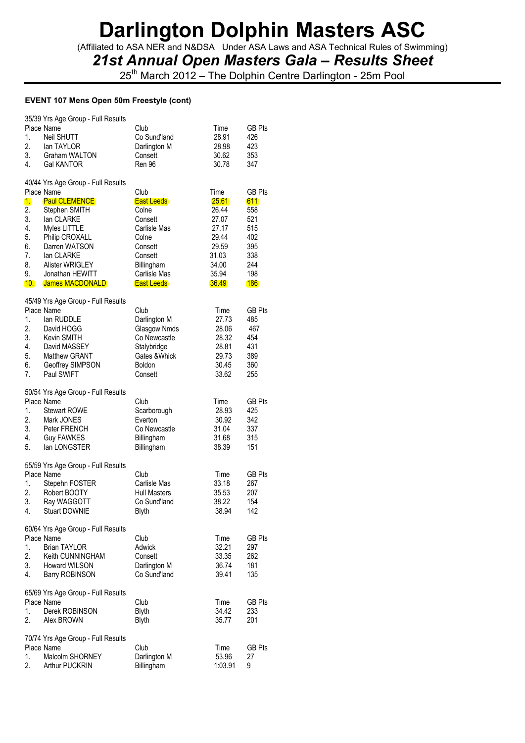# Darlington Dolphin Masters ASC

(Affiliated to ASA NER and N&DSA Under ASA Laws and ASA Technical Rules of Swimming)

## *21st Annual Open Masters Gala – Results Sheet*

25th March 2012 – The Dolphin Centre Darlington - 25m Pool

### EVENT 107 Mens Open 50m Freestyle (cont)

35/39 Yrs Age Group - Full Results

| Place | Name | Club | Time | GB Pts |
|---|---|---|---|---|
| 1. | Neil SHUTT | Co Sund'land | 28.91 | 426 |
| 2. | Ian TAYLOR | Darlington M | 28.98 | 423 |
| 3. | Graham WALTON | Consett | 30.62 | 353 |
| 4. | Gal KANTOR | Ren 96 | 30.78 | 347 |

40/44 Yrs Age Group - Full Results

| Place | Name | Club | Time | GB Pts |
|---|---|---|---|---|
| 1. | Paul CLEMENCE | East Leeds | 25.61 | 611 |
| 2. | Stephen SMITH | Colne | 26.44 | 558 |
| 3. | Ian CLARKE | Consett | 27.07 | 521 |
| 4. | Myles LITTLE | Carlisle Mas | 27.17 | 515 |
| 5. | Philip CROXALL | Colne | 29.44 | 402 |
| 6. | Darren WATSON | Consett | 29.59 | 395 |
| 7. | Ian CLARKE | Consett | 31.03 | 338 |
| 8. | Alister WRIGLEY | Billingham | 34.00 | 244 |
| 9. | Jonathan HEWITT | Carlisle Mas | 35.94 | 198 |
| 10. | James MACDONALD | East Leeds | 36.49 | 186 |

45/49 Yrs Age Group - Full Results

| Place | Name | Club | Time | GB Pts |
|---|---|---|---|---|
| 1. | Ian RUDDLE | Darlington M | 27.73 | 485 |
| 2. | David HOGG | Glasgow Nmds | 28.06 | 467 |
| 3. | Kevin SMITH | Co Newcastle | 28.32 | 454 |
| 4. | David MASSEY | Stalybridge | 28.81 | 431 |
| 5. | Matthew GRANT | Gates &Whick | 29.73 | 389 |
| 6. | Geoffrey SIMPSON | Boldon | 30.45 | 360 |
| 7. | Paul SWIFT | Consett | 33.62 | 255 |

50/54 Yrs Age Group - Full Results

| Place | Name | Club | Time | GB Pts |
|---|---|---|---|---|
| 1. | Stewart ROWE | Scarborough | 28.93 | 425 |
| 2. | Mark JONES | Everton | 30.92 | 342 |
| 3. | Peter FRENCH | Co Newcastle | 31.04 | 337 |
| 4. | Guy FAWKES | Billingham | 31.68 | 315 |
| 5. | Ian LONGSTER | Billingham | 38.39 | 151 |

55/59 Yrs Age Group - Full Results

| Place | Name | Club | Time | GB Pts |
|---|---|---|---|---|
| 1. | Stepehn FOSTER | Carlisle Mas | 33.18 | 267 |
| 2. | Robert BOOTY | Hull Masters | 35.53 | 207 |
| 3. | Ray WAGGOTT | Co Sund'land | 38.22 | 154 |
| 4. | Stuart DOWNIE | Blyth | 38.94 | 142 |

60/64 Yrs Age Group - Full Results

| Place | Name | Club | Time | GB Pts |
|---|---|---|---|---|
| 1. | Brian TAYLOR | Adwick | 32.21 | 297 |
| 2. | Keith CUNNINGHAM | Consett | 33.35 | 262 |
| 3. | Howard WILSON | Darlington M | 36.74 | 181 |
| 4. | Barry ROBINSON | Co Sund'land | 39.41 | 135 |

65/69 Yrs Age Group - Full Results

| Place | Name | Club | Time | GB Pts |
|---|---|---|---|---|
| 1. | Derek ROBINSON | Blyth | 34.42 | 233 |
| 2. | Alex BROWN | Blyth | 35.77 | 201 |

70/74 Yrs Age Group - Full Results

| Place | Name | Club | Time | GB Pts |
|---|---|---|---|---|
| 1. | Malcolm SHORNEY | Darlington M | 53.96 | 27 |
| 2. | Arthur PUCKRIN | Billingham | 1:03.91 | 9 |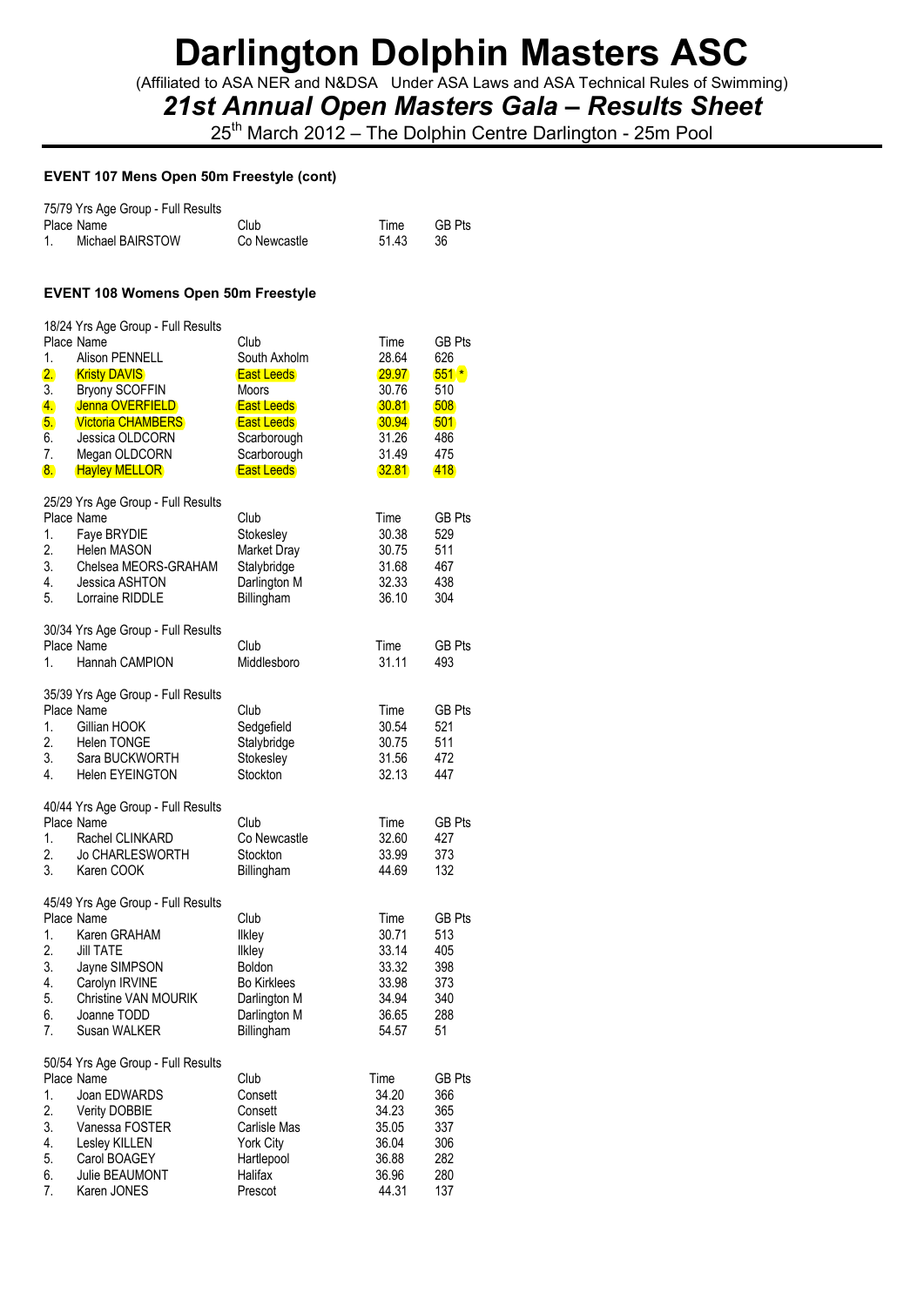# Darlington Dolphin Masters ASC

(Affiliated to ASA NER and N&DSA Under ASA Laws and ASA Technical Rules of Swimming)

## *21st Annual Open Masters Gala – Results Sheet*

25th March 2012 – The Dolphin Centre Darlington - 25m Pool

### EVENT 107 Mens Open 50m Freestyle (cont)

75/79 Yrs Age Group - Full Results

| Place | Name | Club | Time | GB Pts |
|---|---|---|---|---|
| 1. | Michael BAIRSTOW | Co Newcastle | 51.43 | 36 |

### EVENT 108 Womens Open 50m Freestyle

18/24 Yrs Age Group - Full Results

| Place | Name | Club | Time | GB Pts |
|---|---|---|---|---|
| 1. | Alison PENNELL | South Axholm | 28.64 | 626 |
| 2. | Kristy DAVIS | East Leeds | 29.97 | 551 * |
| 3. | Bryony SCOFFIN | Moors | 30.76 | 510 |
| 4. | Jenna OVERFIELD | East Leeds | 30.81 | 508 |
| 5. | Victoria CHAMBERS | East Leeds | 30.94 | 501 |
| 6. | Jessica OLDCORN | Scarborough | 31.26 | 486 |
| 7. | Megan OLDCORN | Scarborough | 31.49 | 475 |
| 8. | Hayley MELLOR | East Leeds | 32.81 | 418 |

25/29 Yrs Age Group - Full Results

| Place | Name | Club | Time | GB Pts |
|---|---|---|---|---|
| 1. | Faye BRYDIE | Stokesley | 30.38 | 529 |
| 2. | Helen MASON | Market Dray | 30.75 | 511 |
| 3. | Chelsea MEORS-GRAHAM | Stalybridge | 31.68 | 467 |
| 4. | Jessica ASHTON | Darlington M | 32.33 | 438 |
| 5. | Lorraine RIDDLE | Billingham | 36.10 | 304 |

30/34 Yrs Age Group - Full Results

| Place | Name | Club | Time | GB Pts |
|---|---|---|---|---|
| 1. | Hannah CAMPION | Middlesboro | 31.11 | 493 |

35/39 Yrs Age Group - Full Results

| Place | Name | Club | Time | GB Pts |
|---|---|---|---|---|
| 1. | Gillian HOOK | Sedgefield | 30.54 | 521 |
| 2. | Helen TONGE | Stalybridge | 30.75 | 511 |
| 3. | Sara BUCKWORTH | Stokesley | 31.56 | 472 |
| 4. | Helen EYEINGTON | Stockton | 32.13 | 447 |

40/44 Yrs Age Group - Full Results

| Place | Name | Club | Time | GB Pts |
|---|---|---|---|---|
| 1. | Rachel CLINKARD | Co Newcastle | 32.60 | 427 |
| 2. | Jo CHARLESWORTH | Stockton | 33.99 | 373 |
| 3. | Karen COOK | Billingham | 44.69 | 132 |

45/49 Yrs Age Group - Full Results

| Place | Name | Club | Time | GB Pts |
|---|---|---|---|---|
| 1. | Karen GRAHAM | Ilkley | 30.71 | 513 |
| 2. | Jill TATE | Ilkley | 33.14 | 405 |
| 3. | Jayne SIMPSON | Boldon | 33.32 | 398 |
| 4. | Carolyn IRVINE | Bo Kirklees | 33.98 | 373 |
| 5. | Christine VAN MOURIK | Darlington M | 34.94 | 340 |
| 6. | Joanne TODD | Darlington M | 36.65 | 288 |
| 7. | Susan WALKER | Billingham | 54.57 | 51 |

50/54 Yrs Age Group - Full Results

| Place | Name | Club | Time | GB Pts |
|---|---|---|---|---|
| 1. | Joan EDWARDS | Consett | 34.20 | 366 |
| 2. | Verity DOBBIE | Consett | 34.23 | 365 |
| 3. | Vanessa FOSTER | Carlisle Mas | 35.05 | 337 |
| 4. | Lesley KILLEN | York City | 36.04 | 306 |
| 5. | Carol BOAGEY | Hartlepool | 36.88 | 282 |
| 6. | Julie BEAUMONT | Halifax | 36.96 | 280 |
| 7. | Karen JONES | Prescot | 44.31 | 137 |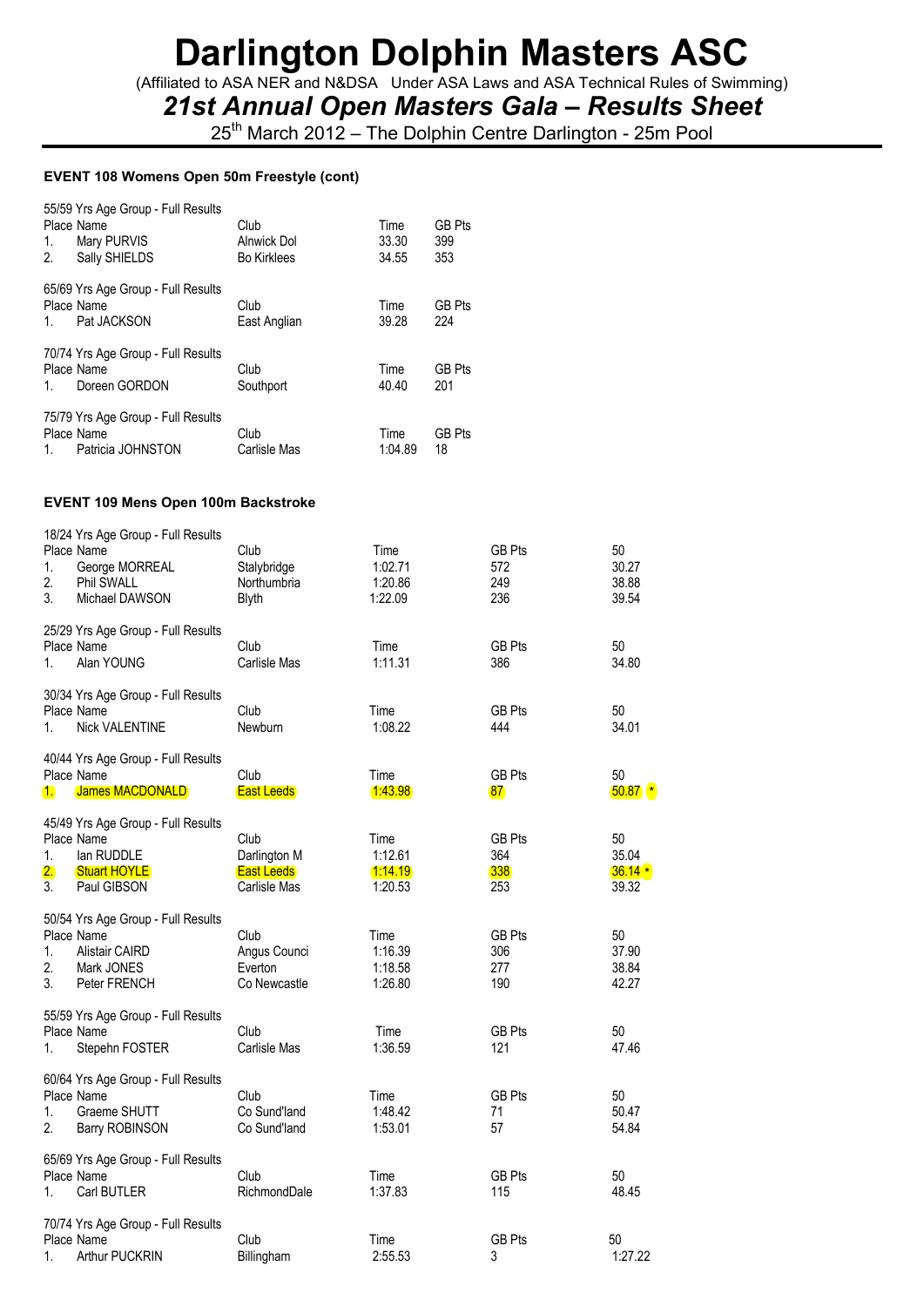# Darlington Dolphin Masters ASC

(Affiliated to ASA NER and N&DSA Under ASA Laws and ASA Technical Rules of Swimming)

## *21st Annual Open Masters Gala – Results Sheet*

25th March 2012 – The Dolphin Centre Darlington - 25m Pool

### EVENT 108 Womens Open 50m Freestyle (cont)

55/59 Yrs Age Group - Full Results

| Place | Name | Club | Time | GB Pts |
|---|---|---|---|---|
| 1. | Mary PURVIS | Alnwick Dol | 33.30 | 399 |
| 2. | Sally SHIELDS | Bo Kirklees | 34.55 | 353 |

65/69 Yrs Age Group - Full Results

| Place | Name | Club | Time | GB Pts |
|---|---|---|---|---|
| 1. | Pat JACKSON | East Anglian | 39.28 | 224 |

70/74 Yrs Age Group - Full Results

| Place | Name | Club | Time | GB Pts |
|---|---|---|---|---|
| 1. | Doreen GORDON | Southport | 40.40 | 201 |

75/79 Yrs Age Group - Full Results

| Place | Name | Club | Time | GB Pts |
|---|---|---|---|---|
| 1. | Patricia JOHNSTON | Carlisle Mas | 1:04.89 | 18 |

### EVENT 109 Mens Open 100m Backstroke

18/24 Yrs Age Group - Full Results

| Place | Name | Club | Time | GB Pts | 50 |
|---|---|---|---|---|---|
| 1. | George MORREAL | Stalybridge | 1:02.71 | 572 | 30.27 |
| 2. | Phil SWALL | Northumbria | 1:20.86 | 249 | 38.88 |
| 3. | Michael DAWSON | Blyth | 1:22.09 | 236 | 39.54 |

25/29 Yrs Age Group - Full Results

| Place | Name | Club | Time | GB Pts | 50 |
|---|---|---|---|---|---|
| 1. | Alan YOUNG | Carlisle Mas | 1:11.31 | 386 | 34.80 |

30/34 Yrs Age Group - Full Results

| Place | Name | Club | Time | GB Pts | 50 |
|---|---|---|---|---|---|
| 1. | Nick VALENTINE | Newburn | 1:08.22 | 444 | 34.01 |

40/44 Yrs Age Group - Full Results

| Place | Name | Club | Time | GB Pts | 50 |
|---|---|---|---|---|---|
| 1. | James MACDONALD | East Leeds | 1:43.98 | 87 | 50.87 * |

45/49 Yrs Age Group - Full Results

| Place | Name | Club | Time | GB Pts | 50 |
|---|---|---|---|---|---|
| 1. | Ian RUDDLE | Darlington M | 1:12.61 | 364 | 35.04 |
| 2. | Stuart HOYLE | East Leeds | 1:14.19 | 338 | 36.14 * |
| 3. | Paul GIBSON | Carlisle Mas | 1:20.53 | 253 | 39.32 |

50/54 Yrs Age Group - Full Results

| Place | Name | Club | Time | GB Pts | 50 |
|---|---|---|---|---|---|
| 1. | Alistair CAIRD | Angus Counci | 1:16.39 | 306 | 37.90 |
| 2. | Mark JONES | Everton | 1:18.58 | 277 | 38.84 |
| 3. | Peter FRENCH | Co Newcastle | 1:26.80 | 190 | 42.27 |

55/59 Yrs Age Group - Full Results

| Place | Name | Club | Time | GB Pts | 50 |
|---|---|---|---|---|---|
| 1. | Stepehn FOSTER | Carlisle Mas | 1:36.59 | 121 | 47.46 |

60/64 Yrs Age Group - Full Results

| Place | Name | Club | Time | GB Pts | 50 |
|---|---|---|---|---|---|
| 1. | Graeme SHUTT | Co Sund'land | 1:48.42 | 71 | 50.47 |
| 2. | Barry ROBINSON | Co Sund'land | 1:53.01 | 57 | 54.84 |

65/69 Yrs Age Group - Full Results

| Place | Name | Club | Time | GB Pts | 50 |
|---|---|---|---|---|---|
| 1. | Carl BUTLER | RichmondDale | 1:37.83 | 115 | 48.45 |

70/74 Yrs Age Group - Full Results

| Place | Name | Club | Time | GB Pts | 50 |
|---|---|---|---|---|---|
| 1. | Arthur PUCKRIN | Billingham | 2:55.53 | 3 | 1:27.22 |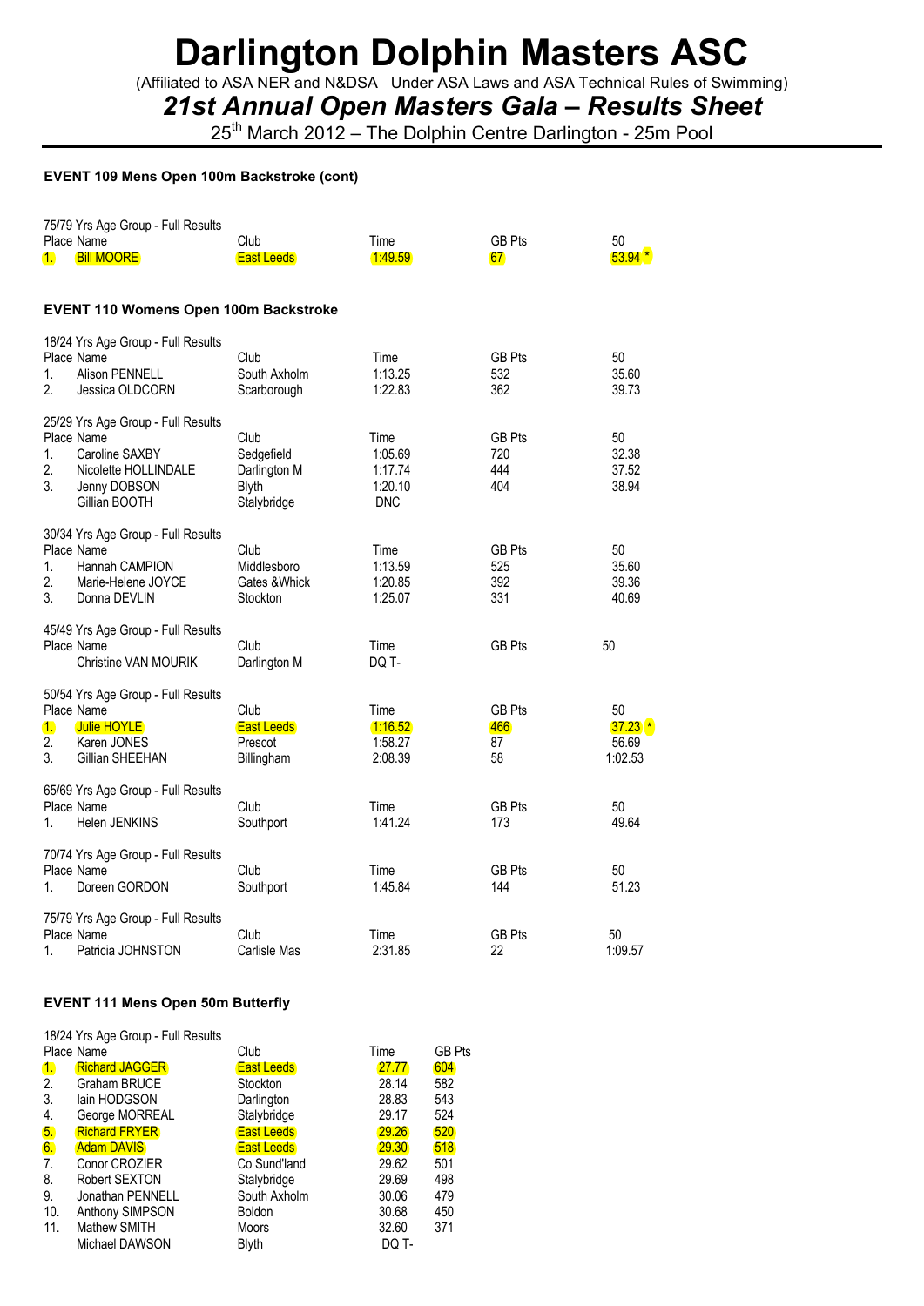# Darlington Dolphin Masters ASC

(Affiliated to ASA NER and N&DSA Under ASA Laws and ASA Technical Rules of Swimming)

## *21st Annual Open Masters Gala – Results Sheet*

25th March 2012 – The Dolphin Centre Darlington - 25m Pool

### EVENT 109 Mens Open 100m Backstroke (cont)

75/79 Yrs Age Group - Full Results

| Place | Name | Club | Time | GB Pts | 50 |
|---|---|---|---|---|---|
| 1. | Bill MOORE | East Leeds | 1:49.59 | 67 | 53.94 * |

### EVENT 110 Womens Open 100m Backstroke

18/24 Yrs Age Group - Full Results

| Place | Name | Club | Time | GB Pts | 50 |
|---|---|---|---|---|---|
| 1. | Alison PENNELL | South Axholm | 1:13.25 | 532 | 35.60 |
| 2. | Jessica OLDCORN | Scarborough | 1:22.83 | 362 | 39.73 |

25/29 Yrs Age Group - Full Results

| Place | Name | Club | Time | GB Pts | 50 |
|---|---|---|---|---|---|
| 1. | Caroline SAXBY | Sedgefield | 1:05.69 | 720 | 32.38 |
| 2. | Nicolette HOLLINDALE | Darlington M | 1:17.74 | 444 | 37.52 |
| 3. | Jenny DOBSON | Blyth | 1:20.10 | 404 | 38.94 |
| | Gillian BOOTH | Stalybridge | DNC | | |

30/34 Yrs Age Group - Full Results

| Place | Name | Club | Time | GB Pts | 50 |
|---|---|---|---|---|---|
| 1. | Hannah CAMPION | Middlesboro | 1:13.59 | 525 | 35.60 |
| 2. | Marie-Helene JOYCE | Gates &Whick | 1:20.85 | 392 | 39.36 |
| 3. | Donna DEVLIN | Stockton | 1:25.07 | 331 | 40.69 |

45/49 Yrs Age Group - Full Results

| Place | Name | Club | Time | GB Pts | 50 |
|---|---|---|---|---|---|
| | Christine VAN MOURIK | Darlington M | DQ T- | | |

50/54 Yrs Age Group - Full Results

| Place | Name | Club | Time | GB Pts | 50 |
|---|---|---|---|---|---|
| 1. | Julie HOYLE | East Leeds | 1:16.52 | 466 | 37.23 * |
| 2. | Karen JONES | Prescot | 1:58.27 | 87 | 56.69 |
| 3. | Gillian SHEEHAN | Billingham | 2:08.39 | 58 | 1:02.53 |

65/69 Yrs Age Group - Full Results

| Place | Name | Club | Time | GB Pts | 50 |
|---|---|---|---|---|---|
| 1. | Helen JENKINS | Southport | 1:41.24 | 173 | 49.64 |

70/74 Yrs Age Group - Full Results

| Place | Name | Club | Time | GB Pts | 50 |
|---|---|---|---|---|---|
| 1. | Doreen GORDON | Southport | 1:45.84 | 144 | 51.23 |

75/79 Yrs Age Group - Full Results

| Place | Name | Club | Time | GB Pts | 50 |
|---|---|---|---|---|---|
| 1. | Patricia JOHNSTON | Carlisle Mas | 2:31.85 | 22 | 1:09.57 |

### EVENT 111 Mens Open 50m Butterfly

18/24 Yrs Age Group - Full Results

| Place | Name | Club | Time | GB Pts |
|---|---|---|---|---|
| 1. | Richard JAGGER | East Leeds | 27.77 | 604 |
| 2. | Graham BRUCE | Stockton | 28.14 | 582 |
| 3. | Iain HODGSON | Darlington | 28.83 | 543 |
| 4. | George MORREAL | Stalybridge | 29.17 | 524 |
| 5. | Richard FRYER | East Leeds | 29.26 | 520 |
| 6. | Adam DAVIS | East Leeds | 29.30 | 518 |
| 7. | Conor CROZIER | Co Sund'land | 29.62 | 501 |
| 8. | Robert SEXTON | Stalybridge | 29.69 | 498 |
| 9. | Jonathan PENNELL | South Axholm | 30.06 | 479 |
| 10. | Anthony SIMPSON | Boldon | 30.68 | 450 |
| 11. | Mathew SMITH | Moors | 32.60 | 371 |
| | Michael DAWSON | Blyth | DQ T- | |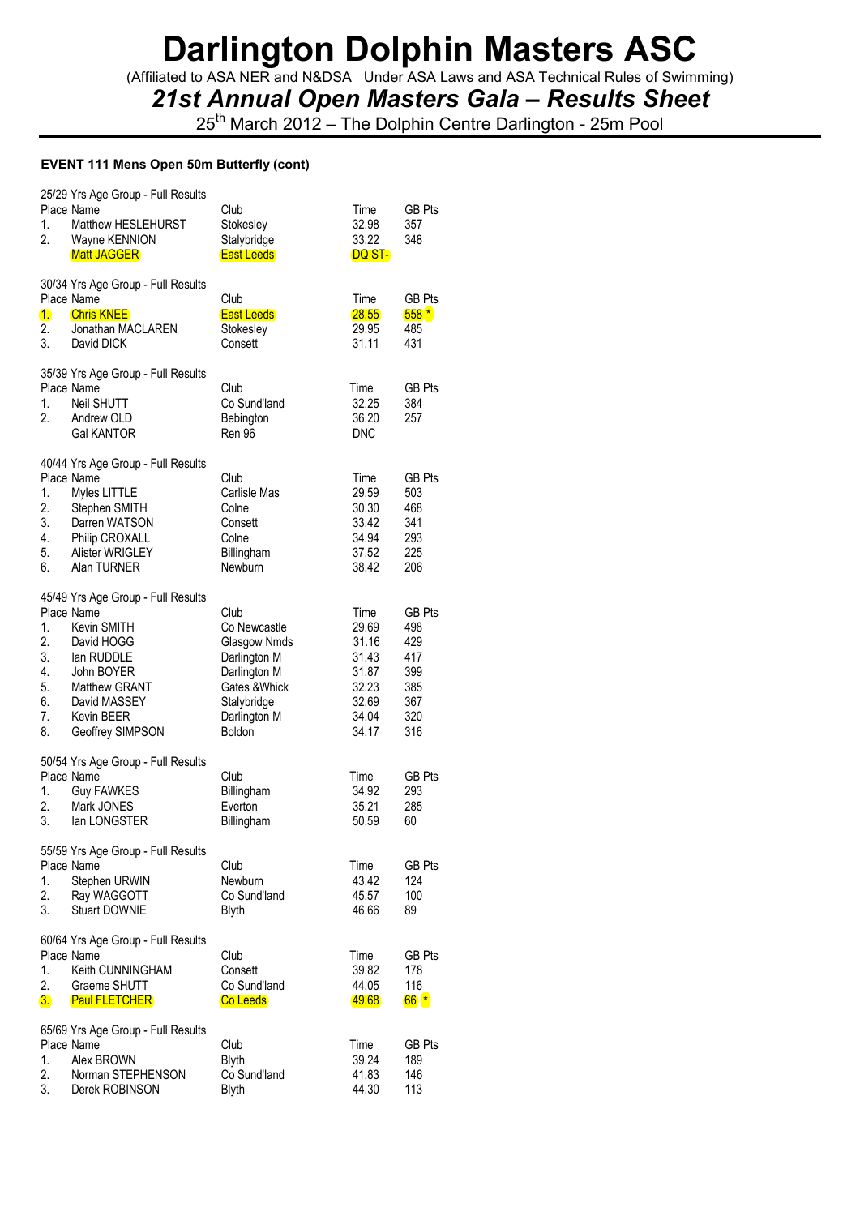# Darlington Dolphin Masters ASC

(Affiliated to ASA NER and N&DSA Under ASA Laws and ASA Technical Rules of Swimming)

## *21st Annual Open Masters Gala – Results Sheet*

25th March 2012 – The Dolphin Centre Darlington - 25m Pool

**EVENT 111 Mens Open 50m Butterfly (cont)**

25/29 Yrs Age Group - Full Results

| Place | Name | Club | Time | GB Pts |
|---|---|---|---|---|
| 1. | Matthew HESLEHURST | Stokesley | 32.98 | 357 |
| 2. | Wayne KENNION | Stalybridge | 33.22 | 348 |
| | Matt JAGGER | East Leeds | DQ ST- | |

30/34 Yrs Age Group - Full Results

| Place | Name | Club | Time | GB Pts |
|---|---|---|---|---|
| 1. | Chris KNEE | East Leeds | 28.55 | 558 * |
| 2. | Jonathan MACLAREN | Stokesley | 29.95 | 485 |
| 3. | David DICK | Consett | 31.11 | 431 |

35/39 Yrs Age Group - Full Results

| Place | Name | Club | Time | GB Pts |
|---|---|---|---|---|
| 1. | Neil SHUTT | Co Sund'land | 32.25 | 384 |
| 2. | Andrew OLD | Bebington | 36.20 | 257 |
| | Gal KANTOR | Ren 96 | DNC | |

40/44 Yrs Age Group - Full Results

| Place | Name | Club | Time | GB Pts |
|---|---|---|---|---|
| 1. | Myles LITTLE | Carlisle Mas | 29.59 | 503 |
| 2. | Stephen SMITH | Colne | 30.30 | 468 |
| 3. | Darren WATSON | Consett | 33.42 | 341 |
| 4. | Philip CROXALL | Colne | 34.94 | 293 |
| 5. | Alister WRIGLEY | Billingham | 37.52 | 225 |
| 6. | Alan TURNER | Newburn | 38.42 | 206 |

45/49 Yrs Age Group - Full Results

| Place | Name | Club | Time | GB Pts |
|---|---|---|---|---|
| 1. | Kevin SMITH | Co Newcastle | 29.69 | 498 |
| 2. | David HOGG | Glasgow Nmds | 31.16 | 429 |
| 3. | Ian RUDDLE | Darlington M | 31.43 | 417 |
| 4. | John BOYER | Darlington M | 31.87 | 399 |
| 5. | Matthew GRANT | Gates &Whick | 32.23 | 385 |
| 6. | David MASSEY | Stalybridge | 32.69 | 367 |
| 7. | Kevin BEER | Darlington M | 34.04 | 320 |
| 8. | Geoffrey SIMPSON | Boldon | 34.17 | 316 |

50/54 Yrs Age Group - Full Results

| Place | Name | Club | Time | GB Pts |
|---|---|---|---|---|
| 1. | Guy FAWKES | Billingham | 34.92 | 293 |
| 2. | Mark JONES | Everton | 35.21 | 285 |
| 3. | Ian LONGSTER | Billingham | 50.59 | 60 |

55/59 Yrs Age Group - Full Results

| Place | Name | Club | Time | GB Pts |
|---|---|---|---|---|
| 1. | Stephen URWIN | Newburn | 43.42 | 124 |
| 2. | Ray WAGGOTT | Co Sund'land | 45.57 | 100 |
| 3. | Stuart DOWNIE | Blyth | 46.66 | 89 |

60/64 Yrs Age Group - Full Results

| Place | Name | Club | Time | GB Pts |
|---|---|---|---|---|
| 1. | Keith CUNNINGHAM | Consett | 39.82 | 178 |
| 2. | Graeme SHUTT | Co Sund'land | 44.05 | 116 |
| 3. | Paul FLETCHER | Co Leeds | 49.68 | 66 * |

65/69 Yrs Age Group - Full Results

| Place | Name | Club | Time | GB Pts |
|---|---|---|---|---|
| 1. | Alex BROWN | Blyth | 39.24 | 189 |
| 2. | Norman STEPHENSON | Co Sund'land | 41.83 | 146 |
| 3. | Derek ROBINSON | Blyth | 44.30 | 113 |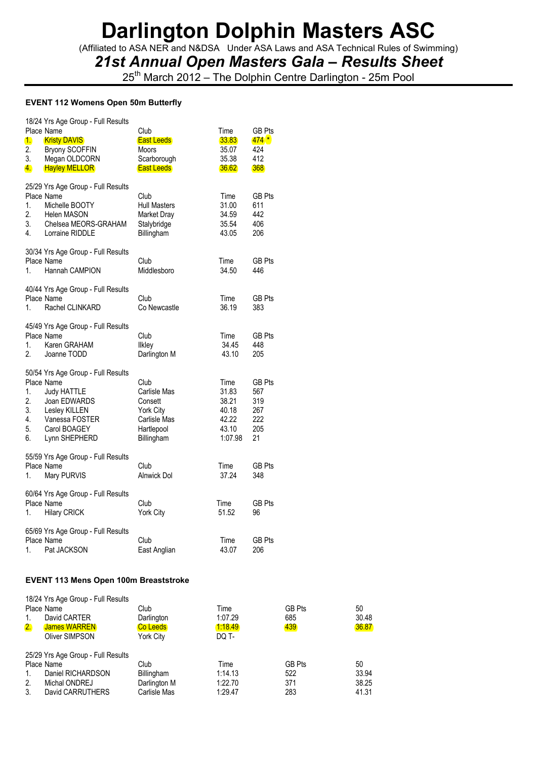# Darlington Dolphin Masters ASC

(Affiliated to ASA NER and N&DSA Under ASA Laws and ASA Technical Rules of Swimming)

## *21st Annual Open Masters Gala – Results Sheet*

25th March 2012 – The Dolphin Centre Darlington - 25m Pool

### EVENT 112 Womens Open 50m Butterfly

18/24 Yrs Age Group - Full Results

| Place | Name | Club | Time | GB Pts |
|---|---|---|---|---|
| 1. | Kristy DAVIS | East Leeds | 33.83 | 474 * |
| 2. | Bryony SCOFFIN | Moors | 35.07 | 424 |
| 3. | Megan OLDCORN | Scarborough | 35.38 | 412 |
| 4. | Hayley MELLOR | East Leeds | 36.62 | 368 |

25/29 Yrs Age Group - Full Results

| Place | Name | Club | Time | GB Pts |
|---|---|---|---|---|
| 1. | Michelle BOOTY | Hull Masters | 31.00 | 611 |
| 2. | Helen MASON | Market Dray | 34.59 | 442 |
| 3. | Chelsea MEORS-GRAHAM | Stalybridge | 35.54 | 406 |
| 4. | Lorraine RIDDLE | Billingham | 43.05 | 206 |

30/34 Yrs Age Group - Full Results

| Place | Name | Club | Time | GB Pts |
|---|---|---|---|---|
| 1. | Hannah CAMPION | Middlesboro | 34.50 | 446 |

40/44 Yrs Age Group - Full Results

| Place | Name | Club | Time | GB Pts |
|---|---|---|---|---|
| 1. | Rachel CLINKARD | Co Newcastle | 36.19 | 383 |

45/49 Yrs Age Group - Full Results

| Place | Name | Club | Time | GB Pts |
|---|---|---|---|---|
| 1. | Karen GRAHAM | Ilkley | 34.45 | 448 |
| 2. | Joanne TODD | Darlington M | 43.10 | 205 |

50/54 Yrs Age Group - Full Results

| Place | Name | Club | Time | GB Pts |
|---|---|---|---|---|
| 1. | Judy HATTLE | Carlisle Mas | 31.83 | 567 |
| 2. | Joan EDWARDS | Consett | 38.21 | 319 |
| 3. | Lesley KILLEN | York City | 40.18 | 267 |
| 4. | Vanessa FOSTER | Carlisle Mas | 42.22 | 222 |
| 5. | Carol BOAGEY | Hartlepool | 43.10 | 205 |
| 6. | Lynn SHEPHERD | Billingham | 1:07.98 | 21 |

55/59 Yrs Age Group - Full Results

| Place | Name | Club | Time | GB Pts |
|---|---|---|---|---|
| 1. | Mary PURVIS | Alnwick Dol | 37.24 | 348 |

60/64 Yrs Age Group - Full Results

| Place | Name | Club | Time | GB Pts |
|---|---|---|---|---|
| 1. | Hilary CRICK | York City | 51.52 | 96 |

65/69 Yrs Age Group - Full Results

| Place | Name | Club | Time | GB Pts |
|---|---|---|---|---|
| 1. | Pat JACKSON | East Anglian | 43.07 | 206 |

### EVENT 113 Mens Open 100m Breaststroke

18/24 Yrs Age Group - Full Results

| Place | Name | Club | Time | GB Pts | 50 |
|---|---|---|---|---|---|
| 1. | David CARTER | Darlington | 1:07.29 | 685 | 30.48 |
| 2. | James WARREN | Co Leeds | 1:18.49 | 439 | 36.87 |
| | Oliver SIMPSON | York City | DQ T- | | |

25/29 Yrs Age Group - Full Results

| Place | Name | Club | Time | GB Pts | 50 |
|---|---|---|---|---|---|
| 1. | Daniel RICHARDSON | Billingham | 1:14.13 | 522 | 33.94 |
| 2. | Michal ONDREJ | Darlington M | 1:22.70 | 371 | 38.25 |
| 3. | David CARRUTHERS | Carlisle Mas | 1:29.47 | 283 | 41.31 |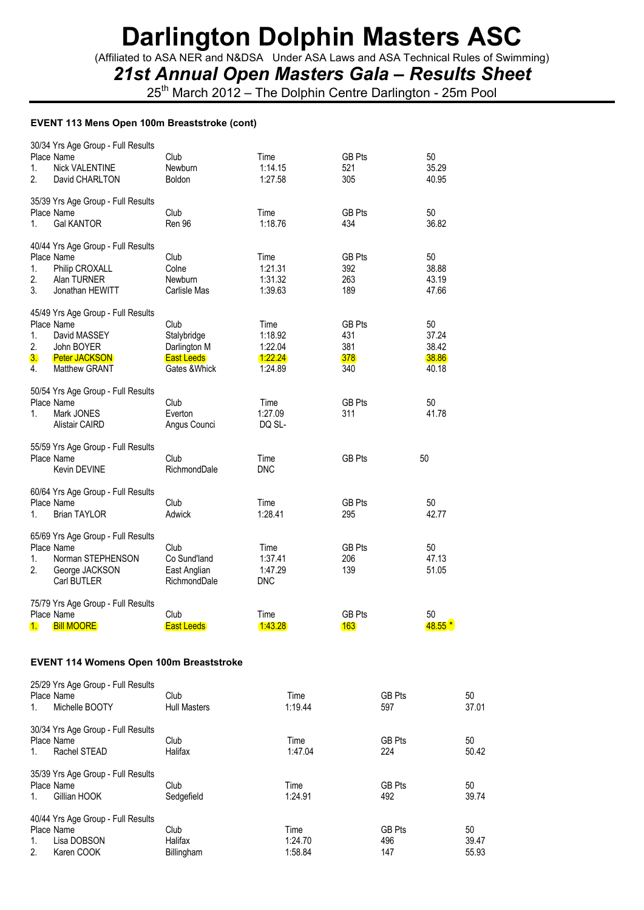# Darlington Dolphin Masters ASC

(Affiliated to ASA NER and N&DSA Under ASA Laws and ASA Technical Rules of Swimming)

## *21st Annual Open Masters Gala – Results Sheet*

25th March 2012 – The Dolphin Centre Darlington - 25m Pool

### EVENT 113 Mens Open 100m Breaststroke (cont)

30/34 Yrs Age Group - Full Results

| Place | Name | Club | Time | GB Pts | 50 |
|---|---|---|---|---|---|
| 1. | Nick VALENTINE | Newburn | 1:14.15 | 521 | 35.29 |
| 2. | David CHARLTON | Boldon | 1:27.58 | 305 | 40.95 |

35/39 Yrs Age Group - Full Results

| Place | Name | Club | Time | GB Pts | 50 |
|---|---|---|---|---|---|
| 1. | Gal KANTOR | Ren 96 | 1:18.76 | 434 | 36.82 |

40/44 Yrs Age Group - Full Results

| Place | Name | Club | Time | GB Pts | 50 |
|---|---|---|---|---|---|
| 1. | Philip CROXALL | Colne | 1:21.31 | 392 | 38.88 |
| 2. | Alan TURNER | Newburn | 1:31.32 | 263 | 43.19 |
| 3. | Jonathan HEWITT | Carlisle Mas | 1:39.63 | 189 | 47.66 |

45/49 Yrs Age Group - Full Results

| Place | Name | Club | Time | GB Pts | 50 |
|---|---|---|---|---|---|
| 1. | David MASSEY | Stalybridge | 1:18.92 | 431 | 37.24 |
| 2. | John BOYER | Darlington M | 1:22.04 | 381 | 38.42 |
| 3. | Peter JACKSON | East Leeds | 1:22.24 | 378 | 38.86 |
| 4. | Matthew GRANT | Gates &Whick | 1:24.89 | 340 | 40.18 |

50/54 Yrs Age Group - Full Results

| Place | Name | Club | Time | GB Pts | 50 |
|---|---|---|---|---|---|
| 1. | Mark JONES | Everton | 1:27.09 | 311 | 41.78 |
| | Alistair CAIRD | Angus Counci | DQ SL- | | |

55/59 Yrs Age Group - Full Results

| Place | Name | Club | Time | GB Pts | 50 |
|---|---|---|---|---|---|
| | Kevin DEVINE | RichmondDale | DNC | | |

60/64 Yrs Age Group - Full Results

| Place | Name | Club | Time | GB Pts | 50 |
|---|---|---|---|---|---|
| 1. | Brian TAYLOR | Adwick | 1:28.41 | 295 | 42.77 |

65/69 Yrs Age Group - Full Results

| Place | Name | Club | Time | GB Pts | 50 |
|---|---|---|---|---|---|
| 1. | Norman STEPHENSON | Co Sund'land | 1:37.41 | 206 | 47.13 |
| 2. | George JACKSON | East Anglian | 1:47.29 | 139 | 51.05 |
| | Carl BUTLER | RichmondDale | DNC | | |

75/79 Yrs Age Group - Full Results

| Place | Name | Club | Time | GB Pts | 50 |
|---|---|---|---|---|---|
| 1. | Bill MOORE | East Leeds | 1:43.28 | 163 | 48.55 * |

### EVENT 114 Womens Open 100m Breaststroke

25/29 Yrs Age Group - Full Results

| Place | Name | Club | Time | GB Pts | 50 |
|---|---|---|---|---|---|
| 1. | Michelle BOOTY | Hull Masters | 1:19.44 | 597 | 37.01 |

30/34 Yrs Age Group - Full Results

| Place | Name | Club | Time | GB Pts | 50 |
|---|---|---|---|---|---|
| 1. | Rachel STEAD | Halifax | 1:47.04 | 224 | 50.42 |

35/39 Yrs Age Group - Full Results

| Place | Name | Club | Time | GB Pts | 50 |
|---|---|---|---|---|---|
| 1. | Gillian HOOK | Sedgefield | 1:24.91 | 492 | 39.74 |

40/44 Yrs Age Group - Full Results

| Place | Name | Club | Time | GB Pts | 50 |
|---|---|---|---|---|---|
| 1. | Lisa DOBSON | Halifax | 1:24.70 | 496 | 39.47 |
| 2. | Karen COOK | Billingham | 1:58.84 | 147 | 55.93 |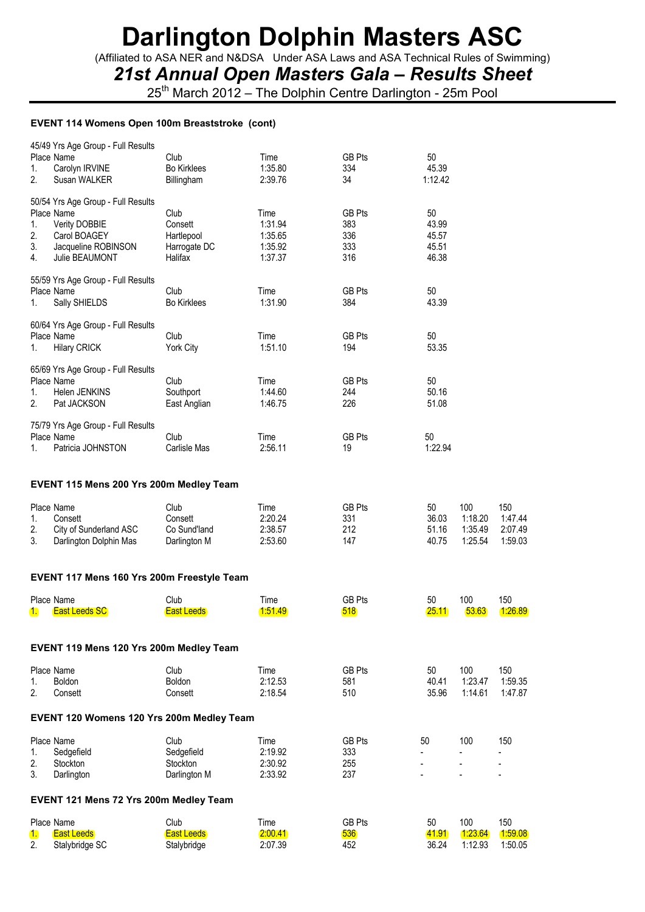# Darlington Dolphin Masters ASC

(Affiliated to ASA NER and N&DSA Under ASA Laws and ASA Technical Rules of Swimming)

## *21st Annual Open Masters Gala – Results Sheet*

25th March 2012 – The Dolphin Centre Darlington - 25m Pool

### EVENT 114 Womens Open 100m Breaststroke (cont)

45/49 Yrs Age Group - Full Results

| Place | Name | Club | Time | GB Pts | 50 |
|---|---|---|---|---|---|
| 1. | Carolyn IRVINE | Bo Kirklees | 1:35.80 | 334 | 45.39 |
| 2. | Susan WALKER | Billingham | 2:39.76 | 34 | 1:12.42 |

50/54 Yrs Age Group - Full Results

| Place | Name | Club | Time | GB Pts | 50 |
|---|---|---|---|---|---|
| 1. | Verity DOBBIE | Consett | 1:31.94 | 383 | 43.99 |
| 2. | Carol BOAGEY | Hartlepool | 1:35.65 | 336 | 45.57 |
| 3. | Jacqueline ROBINSON | Harrogate DC | 1:35.92 | 333 | 45.51 |
| 4. | Julie BEAUMONT | Halifax | 1:37.37 | 316 | 46.38 |

55/59 Yrs Age Group - Full Results

| Place | Name | Club | Time | GB Pts | 50 |
|---|---|---|---|---|---|
| 1. | Sally SHIELDS | Bo Kirklees | 1:31.90 | 384 | 43.39 |

60/64 Yrs Age Group - Full Results

| Place | Name | Club | Time | GB Pts | 50 |
|---|---|---|---|---|---|
| 1. | Hilary CRICK | York City | 1:51.10 | 194 | 53.35 |

65/69 Yrs Age Group - Full Results

| Place | Name | Club | Time | GB Pts | 50 |
|---|---|---|---|---|---|
| 1. | Helen JENKINS | Southport | 1:44.60 | 244 | 50.16 |
| 2. | Pat JACKSON | East Anglian | 1:46.75 | 226 | 51.08 |

75/79 Yrs Age Group - Full Results

| Place | Name | Club | Time | GB Pts | 50 |
|---|---|---|---|---|---|
| 1. | Patricia JOHNSTON | Carlisle Mas | 2:56.11 | 19 | 1:22.94 |

### EVENT 115 Mens 200 Yrs 200m Medley Team

| Place | Name | Club | Time | GB Pts | 50 | 100 | 150 |
|---|---|---|---|---|---|---|---|
| 1. | Consett | Consett | 2:20.24 | 331 | 36.03 | 1:18.20 | 1:47.44 |
| 2. | City of Sunderland ASC | Co Sund'land | 2:38.57 | 212 | 51.16 | 1:35.49 | 2:07.49 |
| 3. | Darlington Dolphin Mas | Darlington M | 2:53.60 | 147 | 40.75 | 1:25.54 | 1:59.03 |

### EVENT 117 Mens 160 Yrs 200m Freestyle Team

| Place | Name | Club | Time | GB Pts | 50 | 100 | 150 |
|---|---|---|---|---|---|---|---|
| 1. | East Leeds SC | East Leeds | 1:51.49 | 518 | 25.11 | 53.63 | 1:26.89 |

### EVENT 119 Mens 120 Yrs 200m Medley Team

| Place | Name | Club | Time | GB Pts | 50 | 100 | 150 |
|---|---|---|---|---|---|---|---|
| 1. | Boldon | Boldon | 2:12.53 | 581 | 40.41 | 1:23.47 | 1:59.35 |
| 2. | Consett | Consett | 2:18.54 | 510 | 35.96 | 1:14.61 | 1:47.87 |

### EVENT 120 Womens 120 Yrs 200m Medley Team

| Place | Name | Club | Time | GB Pts | 50 | 100 | 150 |
|---|---|---|---|---|---|---|---|
| 1. | Sedgefield | Sedgefield | 2:19.92 | 333 | - | - | - |
| 2. | Stockton | Stockton | 2:30.92 | 255 | - | - | - |
| 3. | Darlington | Darlington M | 2:33.92 | 237 | - | - | - |

### EVENT 121 Mens 72 Yrs 200m Medley Team

| Place | Name | Club | Time | GB Pts | 50 | 100 | 150 |
|---|---|---|---|---|---|---|---|
| 1. | East Leeds | East Leeds | 2:00.41 | 536 | 41.91 | 1:23.64 | 1:59.08 |
| 2. | Stalybridge SC | Stalybridge | 2:07.39 | 452 | 36.24 | 1:12.93 | 1:50.05 |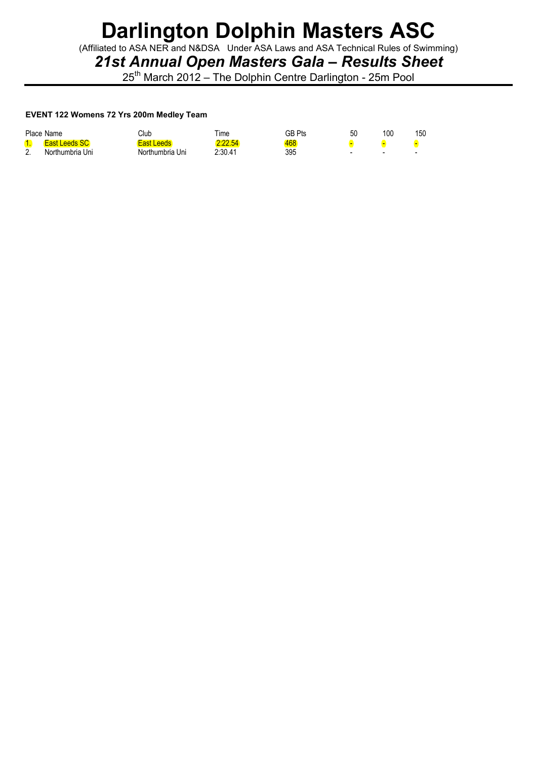# Darlington Dolphin Masters ASC

(Affiliated to ASA NER and N&DSA Under ASA Laws and ASA Technical Rules of Swimming)

## *21st Annual Open Masters Gala – Results Sheet*

25th March 2012 – The Dolphin Centre Darlington - 25m Pool

**EVENT 122 Womens 72 Yrs 200m Medley Team**

| Place | Name | Club | Time | GB Pts | 50 | 100 | 150 |
|---|---|---|---|---|---|---|---|
| 1. | East Leeds SC | East Leeds | 2:22.54 | 468 | - | - | - |
| 2. | Northumbria Uni | Northumbria Uni | 2:30.41 | 395 | - | - | - |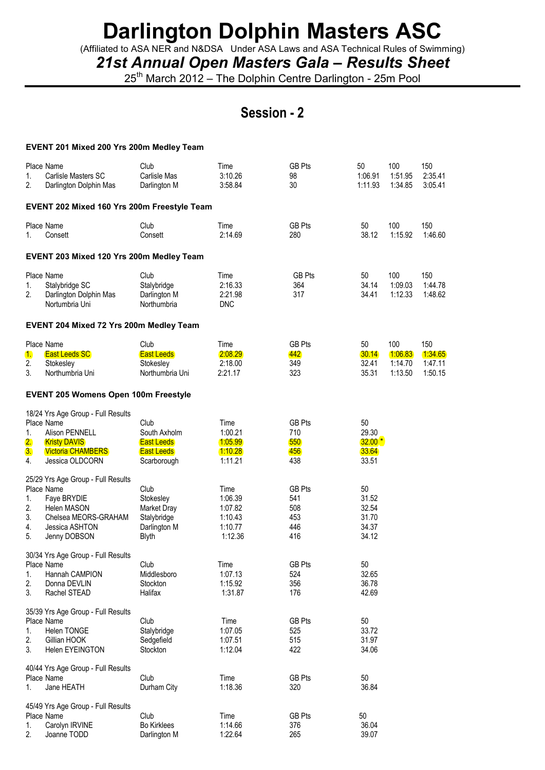# Darlington Dolphin Masters ASC

(Affiliated to ASA NER and N&DSA Under ASA Laws and ASA Technical Rules of Swimming)

## *21st Annual Open Masters Gala – Results Sheet*

25th March 2012 – The Dolphin Centre Darlington - 25m Pool

## Session - 2

### EVENT 201 Mixed 200 Yrs 200m Medley Team

| Place | Name | Club | Time | GB Pts | 50 | 100 | 150 |
|---|---|---|---|---|---|---|---|
| 1. | Carlisle Masters SC | Carlisle Mas | 3:10.26 | 98 | 1:06.91 | 1:51.95 | 2:35.41 |
| 2. | Darlington Dolphin Mas | Darlington M | 3:58.84 | 30 | 1:11.93 | 1:34.85 | 3:05.41 |

### EVENT 202 Mixed 160 Yrs 200m Freestyle Team

| Place | Name | Club | Time | GB Pts | 50 | 100 | 150 |
|---|---|---|---|---|---|---|---|
| 1. | Consett | Consett | 2:14.69 | 280 | 38.12 | 1:15.92 | 1:46.60 |

### EVENT 203 Mixed 120 Yrs 200m Medley Team

| Place | Name | Club | Time | GB Pts | 50 | 100 | 150 |
|---|---|---|---|---|---|---|---|
| 1. | Stalybridge SC | Stalybridge | 2:16.33 | 364 | 34.14 | 1:09.03 | 1:44.78 |
| 2. | Darlington Dolphin Mas | Darlington M | 2:21.98 | 317 | 34.41 | 1:12.33 | 1:48.62 |
| | Nortumbria Uni | Northumbria | DNC | | | | |

### EVENT 204 Mixed 72 Yrs 200m Medley Team

| Place | Name | Club | Time | GB Pts | 50 | 100 | 150 |
|---|---|---|---|---|---|---|---|
| 1. | East Leeds SC | East Leeds | 2:08.29 | 442 | 30.14 | 1:06.83 | 1:34.65 |
| 2. | Stokesley | Stokesley | 2:18.00 | 349 | 32.41 | 1:14.70 | 1:47.11 |
| 3. | Northumbria Uni | Northumbria Uni | 2:21.17 | 323 | 35.31 | 1:13.50 | 1:50.15 |

### EVENT 205 Womens Open 100m Freestyle

18/24 Yrs Age Group - Full Results

| Place | Name | Club | Time | GB Pts | 50 |
|---|---|---|---|---|---|
| 1. | Alison PENNELL | South Axholm | 1:00.21 | 710 | 29.30 |
| 2. | Kristy DAVIS | East Leeds | 1:05.99 | 550 | 32.00 * |
| 3. | Victoria CHAMBERS | East Leeds | 1:10.28 | 456 | 33.64 |
| 4. | Jessica OLDCORN | Scarborough | 1:11.21 | 438 | 33.51 |

25/29 Yrs Age Group - Full Results

| Place | Name | Club | Time | GB Pts | 50 |
|---|---|---|---|---|---|
| 1. | Faye BRYDIE | Stokesley | 1:06.39 | 541 | 31.52 |
| 2. | Helen MASON | Market Dray | 1:07.82 | 508 | 32.54 |
| 3. | Chelsea MEORS-GRAHAM | Stalybridge | 1:10.43 | 453 | 31.70 |
| 4. | Jessica ASHTON | Darlington M | 1:10.77 | 446 | 34.37 |
| 5. | Jenny DOBSON | Blyth | 1:12.36 | 416 | 34.12 |

30/34 Yrs Age Group - Full Results

| Place | Name | Club | Time | GB Pts | 50 |
|---|---|---|---|---|---|
| 1. | Hannah CAMPION | Middlesboro | 1:07.13 | 524 | 32.65 |
| 2. | Donna DEVLIN | Stockton | 1:15.92 | 356 | 36.78 |
| 3. | Rachel STEAD | Halifax | 1:31.87 | 176 | 42.69 |

35/39 Yrs Age Group - Full Results

| Place | Name | Club | Time | GB Pts | 50 |
|---|---|---|---|---|---|
| 1. | Helen TONGE | Stalybridge | 1:07.05 | 525 | 33.72 |
| 2. | Gillian HOOK | Sedgefield | 1:07.51 | 515 | 31.97 |
| 3. | Helen EYEINGTON | Stockton | 1:12.04 | 422 | 34.06 |

40/44 Yrs Age Group - Full Results

| Place | Name | Club | Time | GB Pts | 50 |
|---|---|---|---|---|---|
| 1. | Jane HEATH | Durham City | 1:18.36 | 320 | 36.84 |

45/49 Yrs Age Group - Full Results

| Place | Name | Club | Time | GB Pts | 50 |
|---|---|---|---|---|---|
| 1. | Carolyn IRVINE | Bo Kirklees | 1:14.66 | 376 | 36.04 |
| 2. | Joanne TODD | Darlington M | 1:22.64 | 265 | 39.07 |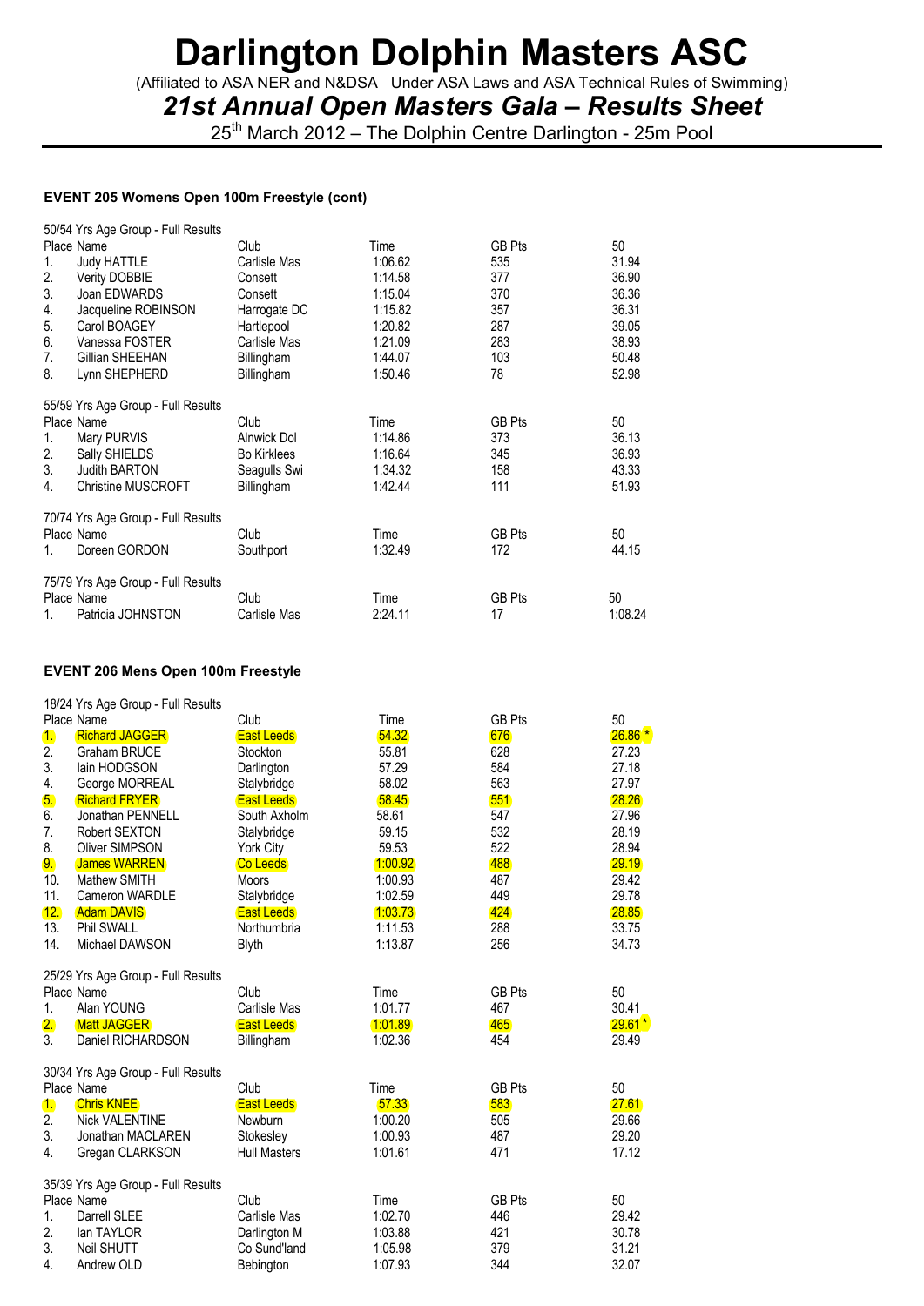# Darlington Dolphin Masters ASC

(Affiliated to ASA NER and N&DSA Under ASA Laws and ASA Technical Rules of Swimming)

## *21st Annual Open Masters Gala – Results Sheet*

25th March 2012 – The Dolphin Centre Darlington - 25m Pool

### EVENT 205 Womens Open 100m Freestyle (cont)

50/54 Yrs Age Group - Full Results

| Place | Name | Club | Time | GB Pts | 50 |
|---|---|---|---|---|---|
| 1. | Judy HATTLE | Carlisle Mas | 1:06.62 | 535 | 31.94 |
| 2. | Verity DOBBIE | Consett | 1:14.58 | 377 | 36.90 |
| 3. | Joan EDWARDS | Consett | 1:15.04 | 370 | 36.36 |
| 4. | Jacqueline ROBINSON | Harrogate DC | 1:15.82 | 357 | 36.31 |
| 5. | Carol BOAGEY | Hartlepool | 1:20.82 | 287 | 39.05 |
| 6. | Vanessa FOSTER | Carlisle Mas | 1:21.09 | 283 | 38.93 |
| 7. | Gillian SHEEHAN | Billingham | 1:44.07 | 103 | 50.48 |
| 8. | Lynn SHEPHERD | Billingham | 1:50.46 | 78 | 52.98 |

55/59 Yrs Age Group - Full Results

| Place | Name | Club | Time | GB Pts | 50 |
|---|---|---|---|---|---|
| 1. | Mary PURVIS | Alnwick Dol | 1:14.86 | 373 | 36.13 |
| 2. | Sally SHIELDS | Bo Kirklees | 1:16.64 | 345 | 36.93 |
| 3. | Judith BARTON | Seagulls Swi | 1:34.32 | 158 | 43.33 |
| 4. | Christine MUSCROFT | Billingham | 1:42.44 | 111 | 51.93 |

70/74 Yrs Age Group - Full Results

| Place | Name | Club | Time | GB Pts | 50 |
|---|---|---|---|---|---|
| 1. | Doreen GORDON | Southport | 1:32.49 | 172 | 44.15 |

75/79 Yrs Age Group - Full Results

| Place | Name | Club | Time | GB Pts | 50 |
|---|---|---|---|---|---|
| 1. | Patricia JOHNSTON | Carlisle Mas | 2:24.11 | 17 | 1:08.24 |

### EVENT 206 Mens Open 100m Freestyle

18/24 Yrs Age Group - Full Results

| Place | Name | Club | Time | GB Pts | 50 |
|---|---|---|---|---|---|
| 1. | Richard JAGGER | East Leeds | 54.32 | 676 | 26.86 * |
| 2. | Graham BRUCE | Stockton | 55.81 | 628 | 27.23 |
| 3. | Iain HODGSON | Darlington | 57.29 | 584 | 27.18 |
| 4. | George MORREAL | Stalybridge | 58.02 | 563 | 27.97 |
| 5. | Richard FRYER | East Leeds | 58.45 | 551 | 28.26 |
| 6. | Jonathan PENNELL | South Axholm | 58.61 | 547 | 27.96 |
| 7. | Robert SEXTON | Stalybridge | 59.15 | 532 | 28.19 |
| 8. | Oliver SIMPSON | York City | 59.53 | 522 | 28.94 |
| 9. | James WARREN | Co Leeds | 1:00.92 | 488 | 29.19 |
| 10. | Mathew SMITH | Moors | 1:00.93 | 487 | 29.42 |
| 11. | Cameron WARDLE | Stalybridge | 1:02.59 | 449 | 29.78 |
| 12. | Adam DAVIS | East Leeds | 1:03.73 | 424 | 28.85 |
| 13. | Phil SWALL | Northumbria | 1:11.53 | 288 | 33.75 |
| 14. | Michael DAWSON | Blyth | 1:13.87 | 256 | 34.73 |

25/29 Yrs Age Group - Full Results

| Place | Name | Club | Time | GB Pts | 50 |
|---|---|---|---|---|---|
| 1. | Alan YOUNG | Carlisle Mas | 1:01.77 | 467 | 30.41 |
| 2. | Matt JAGGER | East Leeds | 1:01.89 | 465 | 29.61 * |
| 3. | Daniel RICHARDSON | Billingham | 1:02.36 | 454 | 29.49 |

30/34 Yrs Age Group - Full Results

| Place | Name | Club | Time | GB Pts | 50 |
|---|---|---|---|---|---|
| 1. | Chris KNEE | East Leeds | 57.33 | 583 | 27.61 |
| 2. | Nick VALENTINE | Newburn | 1:00.20 | 505 | 29.66 |
| 3. | Jonathan MACLAREN | Stokesley | 1:00.93 | 487 | 29.20 |
| 4. | Gregan CLARKSON | Hull Masters | 1:01.61 | 471 | 17.12 |

35/39 Yrs Age Group - Full Results

| Place | Name | Club | Time | GB Pts | 50 |
|---|---|---|---|---|---|
| 1. | Darrell SLEE | Carlisle Mas | 1:02.70 | 446 | 29.42 |
| 2. | Ian TAYLOR | Darlington M | 1:03.88 | 421 | 30.78 |
| 3. | Neil SHUTT | Co Sund'land | 1:05.98 | 379 | 31.21 |
| 4. | Andrew OLD | Bebington | 1:07.93 | 344 | 32.07 |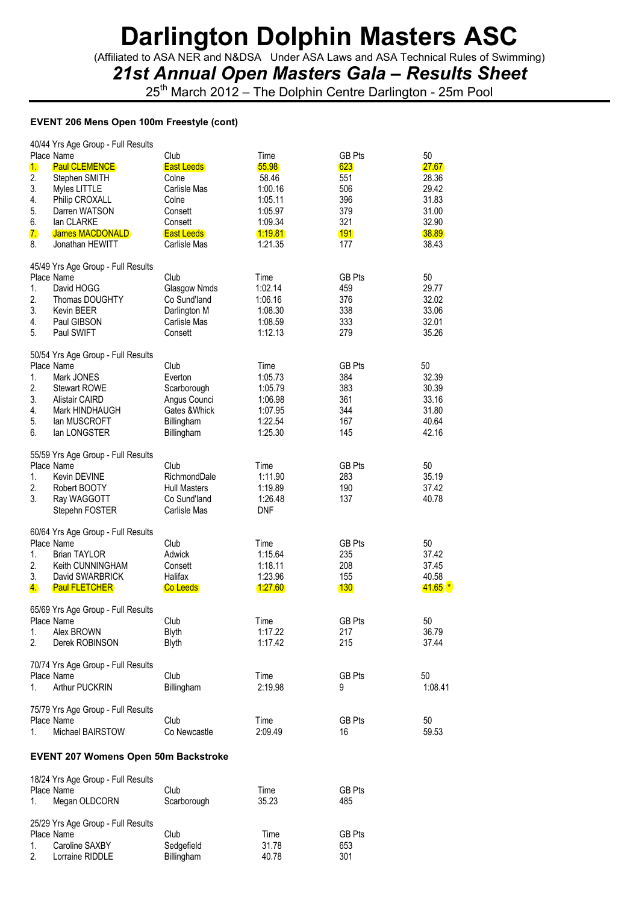# Darlington Dolphin Masters ASC

(Affiliated to ASA NER and N&DSA Under ASA Laws and ASA Technical Rules of Swimming)

## *21st Annual Open Masters Gala – Results Sheet*

25th March 2012 – The Dolphin Centre Darlington - 25m Pool

### EVENT 206 Mens Open 100m Freestyle (cont)

40/44 Yrs Age Group - Full Results

| Place | Name | Club | Time | GB Pts | 50 |
|---|---|---|---|---|---|
| 1. | Paul CLEMENCE | East Leeds | 55.98 | 623 | 27.67 |
| 2. | Stephen SMITH | Colne | 58.46 | 551 | 28.36 |
| 3. | Myles LITTLE | Carlisle Mas | 1:00.16 | 506 | 29.42 |
| 4. | Philip CROXALL | Colne | 1:05.11 | 396 | 31.83 |
| 5. | Darren WATSON | Consett | 1:05.97 | 379 | 31.00 |
| 6. | Ian CLARKE | Consett | 1:09.34 | 321 | 32.90 |
| 7. | James MACDONALD | East Leeds | 1:19.81 | 191 | 38.89 |
| 8. | Jonathan HEWITT | Carlisle Mas | 1:21.35 | 177 | 38.43 |

45/49 Yrs Age Group - Full Results

| Place | Name | Club | Time | GB Pts | 50 |
|---|---|---|---|---|---|
| 1. | David HOGG | Glasgow Nmds | 1:02.14 | 459 | 29.77 |
| 2. | Thomas DOUGHTY | Co Sund'land | 1:06.16 | 376 | 32.02 |
| 3. | Kevin BEER | Darlington M | 1:08.30 | 338 | 33.06 |
| 4. | Paul GIBSON | Carlisle Mas | 1:08.59 | 333 | 32.01 |
| 5. | Paul SWIFT | Consett | 1:12.13 | 279 | 35.26 |

50/54 Yrs Age Group - Full Results

| Place | Name | Club | Time | GB Pts | 50 |
|---|---|---|---|---|---|
| 1. | Mark JONES | Everton | 1:05.73 | 384 | 32.39 |
| 2. | Stewart ROWE | Scarborough | 1:05.79 | 383 | 30.39 |
| 3. | Alistair CAIRD | Angus Counci | 1:06.98 | 361 | 33.16 |
| 4. | Mark HINDHAUGH | Gates &Whick | 1:07.95 | 344 | 31.80 |
| 5. | Ian MUSCROFT | Billingham | 1:22.54 | 167 | 40.64 |
| 6. | Ian LONGSTER | Billingham | 1:25.30 | 145 | 42.16 |

55/59 Yrs Age Group - Full Results

| Place | Name | Club | Time | GB Pts | 50 |
|---|---|---|---|---|---|
| 1. | Kevin DEVINE | RichmondDale | 1:11.90 | 283 | 35.19 |
| 2. | Robert BOOTY | Hull Masters | 1:19.89 | 190 | 37.42 |
| 3. | Ray WAGGOTT | Co Sund'land | 1:26.48 | 137 | 40.78 |
| | Stepehn FOSTER | Carlisle Mas | DNF | | |

60/64 Yrs Age Group - Full Results

| Place | Name | Club | Time | GB Pts | 50 |
|---|---|---|---|---|---|
| 1. | Brian TAYLOR | Adwick | 1:15.64 | 235 | 37.42 |
| 2. | Keith CUNNINGHAM | Consett | 1:18.11 | 208 | 37.45 |
| 3. | David SWARBRICK | Halifax | 1:23.96 | 155 | 40.58 |
| 4. | Paul FLETCHER | Co Leeds | 1:27.60 | 130 | 41.65 * |

65/69 Yrs Age Group - Full Results

| Place | Name | Club | Time | GB Pts | 50 |
|---|---|---|---|---|---|
| 1. | Alex BROWN | Blyth | 1:17.22 | 217 | 36.79 |
| 2. | Derek ROBINSON | Blyth | 1:17.42 | 215 | 37.44 |

70/74 Yrs Age Group - Full Results

| Place | Name | Club | Time | GB Pts | 50 |
|---|---|---|---|---|---|
| 1. | Arthur PUCKRIN | Billingham | 2:19.98 | 9 | 1:08.41 |

75/79 Yrs Age Group - Full Results

| Place | Name | Club | Time | GB Pts | 50 |
|---|---|---|---|---|---|
| 1. | Michael BAIRSTOW | Co Newcastle | 2:09.49 | 16 | 59.53 |

### EVENT 207 Womens Open 50m Backstroke

18/24 Yrs Age Group - Full Results

| Place | Name | Club | Time | GB Pts |
|---|---|---|---|---|
| 1. | Megan OLDCORN | Scarborough | 35.23 | 485 |

25/29 Yrs Age Group - Full Results

| Place | Name | Club | Time | GB Pts |
|---|---|---|---|---|
| 1. | Caroline SAXBY | Sedgefield | 31.78 | 653 |
| 2. | Lorraine RIDDLE | Billingham | 40.78 | 301 |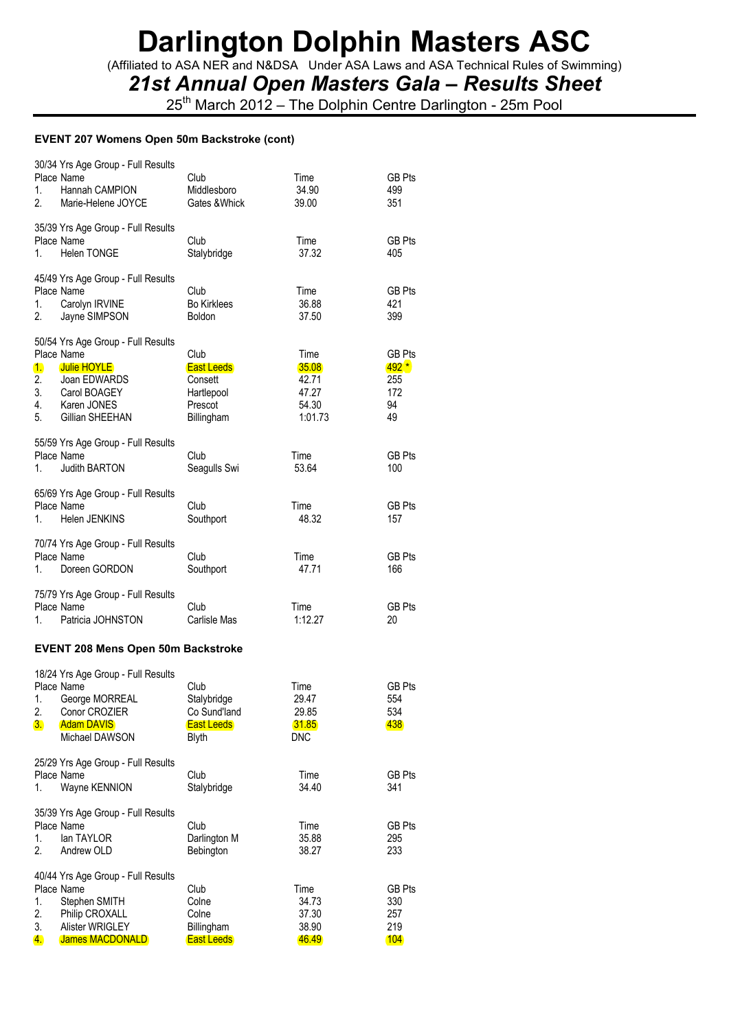# Darlington Dolphin Masters ASC

(Affiliated to ASA NER and N&DSA Under ASA Laws and ASA Technical Rules of Swimming)

## *21st Annual Open Masters Gala – Results Sheet*

25th March 2012 – The Dolphin Centre Darlington - 25m Pool

### EVENT 207 Womens Open 50m Backstroke (cont)

30/34 Yrs Age Group - Full Results

| Place | Name | Club | Time | GB Pts |
|---|---|---|---|---|
| 1. | Hannah CAMPION | Middlesboro | 34.90 | 499 |
| 2. | Marie-Helene JOYCE | Gates &Whick | 39.00 | 351 |

35/39 Yrs Age Group - Full Results

| Place | Name | Club | Time | GB Pts |
|---|---|---|---|---|
| 1. | Helen TONGE | Stalybridge | 37.32 | 405 |

45/49 Yrs Age Group - Full Results

| Place | Name | Club | Time | GB Pts |
|---|---|---|---|---|
| 1. | Carolyn IRVINE | Bo Kirklees | 36.88 | 421 |
| 2. | Jayne SIMPSON | Boldon | 37.50 | 399 |

50/54 Yrs Age Group - Full Results

| Place | Name | Club | Time | GB Pts |
|---|---|---|---|---|
| 1. | Julie HOYLE | East Leeds | 35.08 | 492 * |
| 2. | Joan EDWARDS | Consett | 42.71 | 255 |
| 3. | Carol BOAGEY | Hartlepool | 47.27 | 172 |
| 4. | Karen JONES | Prescot | 54.30 | 94 |
| 5. | Gillian SHEEHAN | Billingham | 1:01.73 | 49 |

55/59 Yrs Age Group - Full Results

| Place | Name | Club | Time | GB Pts |
|---|---|---|---|---|
| 1. | Judith BARTON | Seagulls Swi | 53.64 | 100 |

65/69 Yrs Age Group - Full Results

| Place | Name | Club | Time | GB Pts |
|---|---|---|---|---|
| 1. | Helen JENKINS | Southport | 48.32 | 157 |

70/74 Yrs Age Group - Full Results

| Place | Name | Club | Time | GB Pts |
|---|---|---|---|---|
| 1. | Doreen GORDON | Southport | 47.71 | 166 |

75/79 Yrs Age Group - Full Results

| Place | Name | Club | Time | GB Pts |
|---|---|---|---|---|
| 1. | Patricia JOHNSTON | Carlisle Mas | 1:12.27 | 20 |

### EVENT 208 Mens Open 50m Backstroke

18/24 Yrs Age Group - Full Results

| Place | Name | Club | Time | GB Pts |
|---|---|---|---|---|
| 1. | George MORREAL | Stalybridge | 29.47 | 554 |
| 2. | Conor CROZIER | Co Sund'land | 29.85 | 534 |
| 3. | Adam DAVIS | East Leeds | 31.85 | 438 |
| | Michael DAWSON | Blyth | DNC | |

25/29 Yrs Age Group - Full Results

| Place | Name | Club | Time | GB Pts |
|---|---|---|---|---|
| 1. | Wayne KENNION | Stalybridge | 34.40 | 341 |

35/39 Yrs Age Group - Full Results

| Place | Name | Club | Time | GB Pts |
|---|---|---|---|---|
| 1. | Ian TAYLOR | Darlington M | 35.88 | 295 |
| 2. | Andrew OLD | Bebington | 38.27 | 233 |

40/44 Yrs Age Group - Full Results

| Place | Name | Club | Time | GB Pts |
|---|---|---|---|---|
| 1. | Stephen SMITH | Colne | 34.73 | 330 |
| 2. | Philip CROXALL | Colne | 37.30 | 257 |
| 3. | Alister WRIGLEY | Billingham | 38.90 | 219 |
| 4. | James MACDONALD | East Leeds | 46.49 | 104 |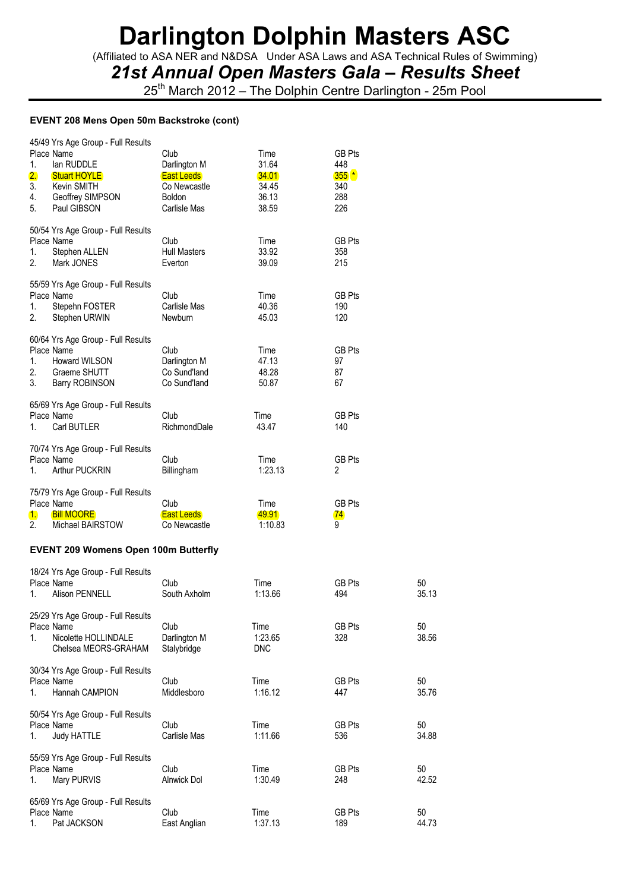# Darlington Dolphin Masters ASC

(Affiliated to ASA NER and N&DSA Under ASA Laws and ASA Technical Rules of Swimming)

## *21st Annual Open Masters Gala – Results Sheet*

25th March 2012 – The Dolphin Centre Darlington - 25m Pool

### EVENT 208 Mens Open 50m Backstroke (cont)

45/49 Yrs Age Group - Full Results

| Place | Name | Club | Time | GB Pts |
|---|---|---|---|---|
| 1. | Ian RUDDLE | Darlington M | 31.64 | 448 |
| 2. | Stuart HOYLE | East Leeds | 34.01 | 355 * |
| 3. | Kevin SMITH | Co Newcastle | 34.45 | 340 |
| 4. | Geoffrey SIMPSON | Boldon | 36.13 | 288 |
| 5. | Paul GIBSON | Carlisle Mas | 38.59 | 226 |

50/54 Yrs Age Group - Full Results

| Place | Name | Club | Time | GB Pts |
|---|---|---|---|---|
| 1. | Stephen ALLEN | Hull Masters | 33.92 | 358 |
| 2. | Mark JONES | Everton | 39.09 | 215 |

55/59 Yrs Age Group - Full Results

| Place | Name | Club | Time | GB Pts |
|---|---|---|---|---|
| 1. | Stepehn FOSTER | Carlisle Mas | 40.36 | 190 |
| 2. | Stephen URWIN | Newburn | 45.03 | 120 |

60/64 Yrs Age Group - Full Results

| Place | Name | Club | Time | GB Pts |
|---|---|---|---|---|
| 1. | Howard WILSON | Darlington M | 47.13 | 97 |
| 2. | Graeme SHUTT | Co Sund'land | 48.28 | 87 |
| 3. | Barry ROBINSON | Co Sund'land | 50.87 | 67 |

65/69 Yrs Age Group - Full Results

| Place | Name | Club | Time | GB Pts |
|---|---|---|---|---|
| 1. | Carl BUTLER | RichmondDale | 43.47 | 140 |

70/74 Yrs Age Group - Full Results

| Place | Name | Club | Time | GB Pts |
|---|---|---|---|---|
| 1. | Arthur PUCKRIN | Billingham | 1:23.13 | 2 |

75/79 Yrs Age Group - Full Results

| Place | Name | Club | Time | GB Pts |
|---|---|---|---|---|
| 1. | Bill MOORE | East Leeds | 49.91 | 74 |
| 2. | Michael BAIRSTOW | Co Newcastle | 1:10.83 | 9 |

### EVENT 209 Womens Open 100m Butterfly

18/24 Yrs Age Group - Full Results

| Place | Name | Club | Time | GB Pts | 50 |
|---|---|---|---|---|---|
| 1. | Alison PENNELL | South Axholm | 1:13.66 | 494 | 35.13 |

25/29 Yrs Age Group - Full Results

| Place | Name | Club | Time | GB Pts | 50 |
|---|---|---|---|---|---|
| 1. | Nicolette HOLLINDALE | Darlington M | 1:23.65 | 328 | 38.56 |
| | Chelsea MEORS-GRAHAM | Stalybridge | DNC | | |

30/34 Yrs Age Group - Full Results

| Place | Name | Club | Time | GB Pts | 50 |
|---|---|---|---|---|---|
| 1. | Hannah CAMPION | Middlesboro | 1:16.12 | 447 | 35.76 |

50/54 Yrs Age Group - Full Results

| Place | Name | Club | Time | GB Pts | 50 |
|---|---|---|---|---|---|
| 1. | Judy HATTLE | Carlisle Mas | 1:11.66 | 536 | 34.88 |

55/59 Yrs Age Group - Full Results

| Place | Name | Club | Time | GB Pts | 50 |
|---|---|---|---|---|---|
| 1. | Mary PURVIS | Alnwick Dol | 1:30.49 | 248 | 42.52 |

65/69 Yrs Age Group - Full Results

| Place | Name | Club | Time | GB Pts | 50 |
|---|---|---|---|---|---|
| 1. | Pat JACKSON | East Anglian | 1:37.13 | 189 | 44.73 |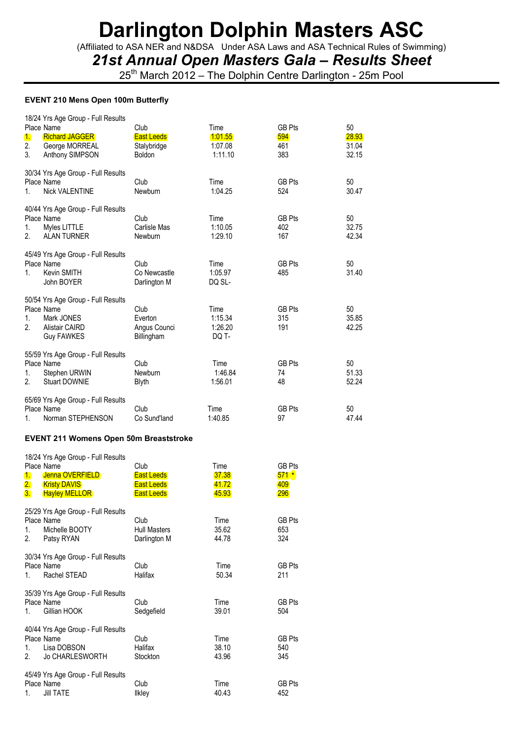# Darlington Dolphin Masters ASC

(Affiliated to ASA NER and N&DSA Under ASA Laws and ASA Technical Rules of Swimming)

## *21st Annual Open Masters Gala – Results Sheet*

25th March 2012 – The Dolphin Centre Darlington - 25m Pool

### EVENT 210 Mens Open 100m Butterfly

18/24 Yrs Age Group - Full Results

| Place | Name | Club | Time | GB Pts | 50 |
|---|---|---|---|---|---|
| 1. | Richard JAGGER | East Leeds | 1:01.55 | 594 | 28.93 |
| 2. | George MORREAL | Stalybridge | 1:07.08 | 461 | 31.04 |
| 3. | Anthony SIMPSON | Boldon | 1:11.10 | 383 | 32.15 |

30/34 Yrs Age Group - Full Results

| Place | Name | Club | Time | GB Pts | 50 |
|---|---|---|---|---|---|
| 1. | Nick VALENTINE | Newburn | 1:04.25 | 524 | 30.47 |

40/44 Yrs Age Group - Full Results

| Place | Name | Club | Time | GB Pts | 50 |
|---|---|---|---|---|---|
| 1. | Myles LITTLE | Carlisle Mas | 1:10.05 | 402 | 32.75 |
| 2. | ALAN TURNER | Newburn | 1:29.10 | 167 | 42.34 |

45/49 Yrs Age Group - Full Results

| Place | Name | Club | Time | GB Pts | 50 |
|---|---|---|---|---|---|
| 1. | Kevin SMITH | Co Newcastle | 1:05.97 | 485 | 31.40 |
| | John BOYER | Darlington M | DQ SL- | | |

50/54 Yrs Age Group - Full Results

| Place | Name | Club | Time | GB Pts | 50 |
|---|---|---|---|---|---|
| 1. | Mark JONES | Everton | 1:15.34 | 315 | 35.85 |
| 2. | Alistair CAIRD | Angus Counci | 1:26.20 | 191 | 42.25 |
| | Guy FAWKES | Billingham | DQ T- | | |

55/59 Yrs Age Group - Full Results

| Place | Name | Club | Time | GB Pts | 50 |
|---|---|---|---|---|---|
| 1. | Stephen URWIN | Newburn | 1:46.84 | 74 | 51.33 |
| 2. | Stuart DOWNIE | Blyth | 1:56.01 | 48 | 52.24 |

65/69 Yrs Age Group - Full Results

| Place | Name | Club | Time | GB Pts | 50 |
|---|---|---|---|---|---|
| 1. | Norman STEPHENSON | Co Sund'land | 1:40.85 | 97 | 47.44 |

### EVENT 211 Womens Open 50m Breaststroke

18/24 Yrs Age Group - Full Results

| Place | Name | Club | Time | GB Pts |
|---|---|---|---|---|
| 1. | Jenna OVERFIELD | East Leeds | 37.38 | 571 * |
| 2. | Kristy DAVIS | East Leeds | 41.72 | 409 |
| 3. | Hayley MELLOR | East Leeds | 45.93 | 296 |

25/29 Yrs Age Group - Full Results

| Place | Name | Club | Time | GB Pts |
|---|---|---|---|---|
| 1. | Michelle BOOTY | Hull Masters | 35.62 | 653 |
| 2. | Patsy RYAN | Darlington M | 44.78 | 324 |

30/34 Yrs Age Group - Full Results

| Place | Name | Club | Time | GB Pts |
|---|---|---|---|---|
| 1. | Rachel STEAD | Halifax | 50.34 | 211 |

35/39 Yrs Age Group - Full Results

| Place | Name | Club | Time | GB Pts |
|---|---|---|---|---|
| 1. | Gillian HOOK | Sedgefield | 39.01 | 504 |

40/44 Yrs Age Group - Full Results

| Place | Name | Club | Time | GB Pts |
|---|---|---|---|---|
| 1. | Lisa DOBSON | Halifax | 38.10 | 540 |
| 2. | Jo CHARLESWORTH | Stockton | 43.96 | 345 |

45/49 Yrs Age Group - Full Results

| Place | Name | Club | Time | GB Pts |
|---|---|---|---|---|
| 1. | Jill TATE | Ilkley | 40.43 | 452 |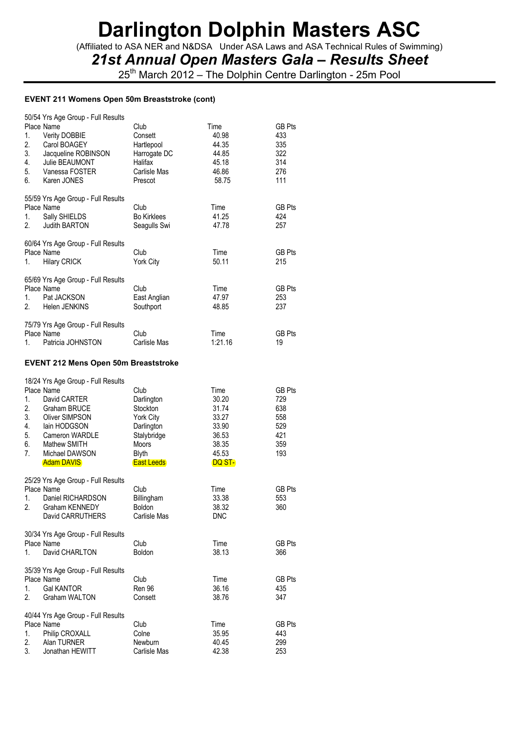# Darlington Dolphin Masters ASC

(Affiliated to ASA NER and N&DSA Under ASA Laws and ASA Technical Rules of Swimming)

## *21st Annual Open Masters Gala – Results Sheet*

25th March 2012 – The Dolphin Centre Darlington - 25m Pool

### EVENT 211 Womens Open 50m Breaststroke (cont)

50/54 Yrs Age Group - Full Results

| Place | Name | Club | Time | GB Pts |
|---|---|---|---|---|
| 1. | Verity DOBBIE | Consett | 40.98 | 433 |
| 2. | Carol BOAGEY | Hartlepool | 44.35 | 335 |
| 3. | Jacqueline ROBINSON | Harrogate DC | 44.85 | 322 |
| 4. | Julie BEAUMONT | Halifax | 45.18 | 314 |
| 5. | Vanessa FOSTER | Carlisle Mas | 46.86 | 276 |
| 6. | Karen JONES | Prescot | 58.75 | 111 |

55/59 Yrs Age Group - Full Results

| Place | Name | Club | Time | GB Pts |
|---|---|---|---|---|
| 1. | Sally SHIELDS | Bo Kirklees | 41.25 | 424 |
| 2. | Judith BARTON | Seagulls Swi | 47.78 | 257 |

60/64 Yrs Age Group - Full Results

| Place | Name | Club | Time | GB Pts |
|---|---|---|---|---|
| 1. | Hilary CRICK | York City | 50.11 | 215 |

65/69 Yrs Age Group - Full Results

| Place | Name | Club | Time | GB Pts |
|---|---|---|---|---|
| 1. | Pat JACKSON | East Anglian | 47.97 | 253 |
| 2. | Helen JENKINS | Southport | 48.85 | 237 |

75/79 Yrs Age Group - Full Results

| Place | Name | Club | Time | GB Pts |
|---|---|---|---|---|
| 1. | Patricia JOHNSTON | Carlisle Mas | 1:21.16 | 19 |

### EVENT 212 Mens Open 50m Breaststroke

18/24 Yrs Age Group - Full Results

| Place | Name | Club | Time | GB Pts |
|---|---|---|---|---|
| 1. | David CARTER | Darlington | 30.20 | 729 |
| 2. | Graham BRUCE | Stockton | 31.74 | 638 |
| 3. | Oliver SIMPSON | York City | 33.27 | 558 |
| 4. | Iain HODGSON | Darlington | 33.90 | 529 |
| 5. | Cameron WARDLE | Stalybridge | 36.53 | 421 |
| 6. | Mathew SMITH | Moors | 38.35 | 359 |
| 7. | Michael DAWSON | Blyth | 45.53 | 193 |
| | Adam DAVIS | East Leeds | DQ ST- | |

25/29 Yrs Age Group - Full Results

| Place | Name | Club | Time | GB Pts |
|---|---|---|---|---|
| 1. | Daniel RICHARDSON | Billingham | 33.38 | 553 |
| 2. | Graham KENNEDY | Boldon | 38.32 | 360 |
| | David CARRUTHERS | Carlisle Mas | DNC | |

30/34 Yrs Age Group - Full Results

| Place | Name | Club | Time | GB Pts |
|---|---|---|---|---|
| 1. | David CHARLTON | Boldon | 38.13 | 366 |

35/39 Yrs Age Group - Full Results

| Place | Name | Club | Time | GB Pts |
|---|---|---|---|---|
| 1. | Gal KANTOR | Ren 96 | 36.16 | 435 |
| 2. | Graham WALTON | Consett | 38.76 | 347 |

40/44 Yrs Age Group - Full Results

| Place | Name | Club | Time | GB Pts |
|---|---|---|---|---|
| 1. | Philip CROXALL | Colne | 35.95 | 443 |
| 2. | Alan TURNER | Newburn | 40.45 | 299 |
| 3. | Jonathan HEWITT | Carlisle Mas | 42.38 | 253 |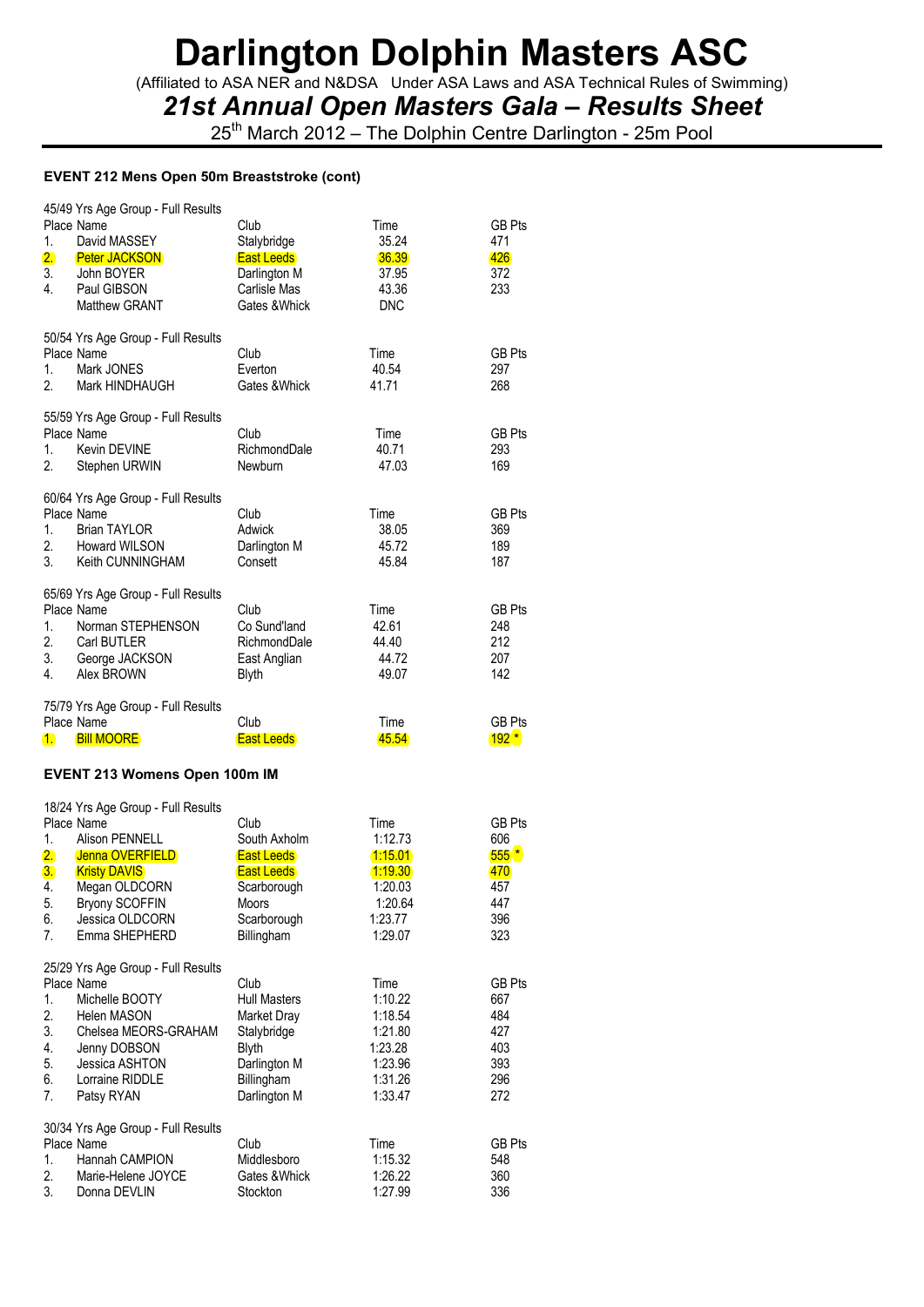# Darlington Dolphin Masters ASC

(Affiliated to ASA NER and N&DSA Under ASA Laws and ASA Technical Rules of Swimming)

## *21st Annual Open Masters Gala – Results Sheet*

25th March 2012 – The Dolphin Centre Darlington - 25m Pool

### EVENT 212 Mens Open 50m Breaststroke (cont)

45/49 Yrs Age Group - Full Results

| Place | Name | Club | Time | GB Pts |
|---|---|---|---|---|
| 1. | David MASSEY | Stalybridge | 35.24 | 471 |
| 2. | Peter JACKSON | East Leeds | 36.39 | 426 |
| 3. | John BOYER | Darlington M | 37.95 | 372 |
| 4. | Paul GIBSON | Carlisle Mas | 43.36 | 233 |
| | Matthew GRANT | Gates &Whick | DNC | |

50/54 Yrs Age Group - Full Results

| Place | Name | Club | Time | GB Pts |
|---|---|---|---|---|
| 1. | Mark JONES | Everton | 40.54 | 297 |
| 2. | Mark HINDHAUGH | Gates &Whick | 41.71 | 268 |

55/59 Yrs Age Group - Full Results

| Place | Name | Club | Time | GB Pts |
|---|---|---|---|---|
| 1. | Kevin DEVINE | RichmondDale | 40.71 | 293 |
| 2. | Stephen URWIN | Newburn | 47.03 | 169 |

60/64 Yrs Age Group - Full Results

| Place | Name | Club | Time | GB Pts |
|---|---|---|---|---|
| 1. | Brian TAYLOR | Adwick | 38.05 | 369 |
| 2. | Howard WILSON | Darlington M | 45.72 | 189 |
| 3. | Keith CUNNINGHAM | Consett | 45.84 | 187 |

65/69 Yrs Age Group - Full Results

| Place | Name | Club | Time | GB Pts |
|---|---|---|---|---|
| 1. | Norman STEPHENSON | Co Sund'land | 42.61 | 248 |
| 2. | Carl BUTLER | RichmondDale | 44.40 | 212 |
| 3. | George JACKSON | East Anglian | 44.72 | 207 |
| 4. | Alex BROWN | Blyth | 49.07 | 142 |

75/79 Yrs Age Group - Full Results

| Place | Name | Club | Time | GB Pts |
|---|---|---|---|---|
| 1. | Bill MOORE | East Leeds | 45.54 | 192 * |

### EVENT 213 Womens Open 100m IM

18/24 Yrs Age Group - Full Results

| Place | Name | Club | Time | GB Pts |
|---|---|---|---|---|
| 1. | Alison PENNELL | South Axholm | 1:12.73 | 606 |
| 2. | Jenna OVERFIELD | East Leeds | 1:15.01 | 555 * |
| 3. | Kristy DAVIS | East Leeds | 1:19.30 | 470 |
| 4. | Megan OLDCORN | Scarborough | 1:20.03 | 457 |
| 5. | Bryony SCOFFIN | Moors | 1:20.64 | 447 |
| 6. | Jessica OLDCORN | Scarborough | 1:23.77 | 396 |
| 7. | Emma SHEPHERD | Billingham | 1:29.07 | 323 |

25/29 Yrs Age Group - Full Results

| Place | Name | Club | Time | GB Pts |
|---|---|---|---|---|
| 1. | Michelle BOOTY | Hull Masters | 1:10.22 | 667 |
| 2. | Helen MASON | Market Dray | 1:18.54 | 484 |
| 3. | Chelsea MEORS-GRAHAM | Stalybridge | 1:21.80 | 427 |
| 4. | Jenny DOBSON | Blyth | 1:23.28 | 403 |
| 5. | Jessica ASHTON | Darlington M | 1:23.96 | 393 |
| 6. | Lorraine RIDDLE | Billingham | 1:31.26 | 296 |
| 7. | Patsy RYAN | Darlington M | 1:33.47 | 272 |

30/34 Yrs Age Group - Full Results

| Place | Name | Club | Time | GB Pts |
|---|---|---|---|---|
| 1. | Hannah CAMPION | Middlesboro | 1:15.32 | 548 |
| 2. | Marie-Helene JOYCE | Gates &Whick | 1:26.22 | 360 |
| 3. | Donna DEVLIN | Stockton | 1:27.99 | 336 |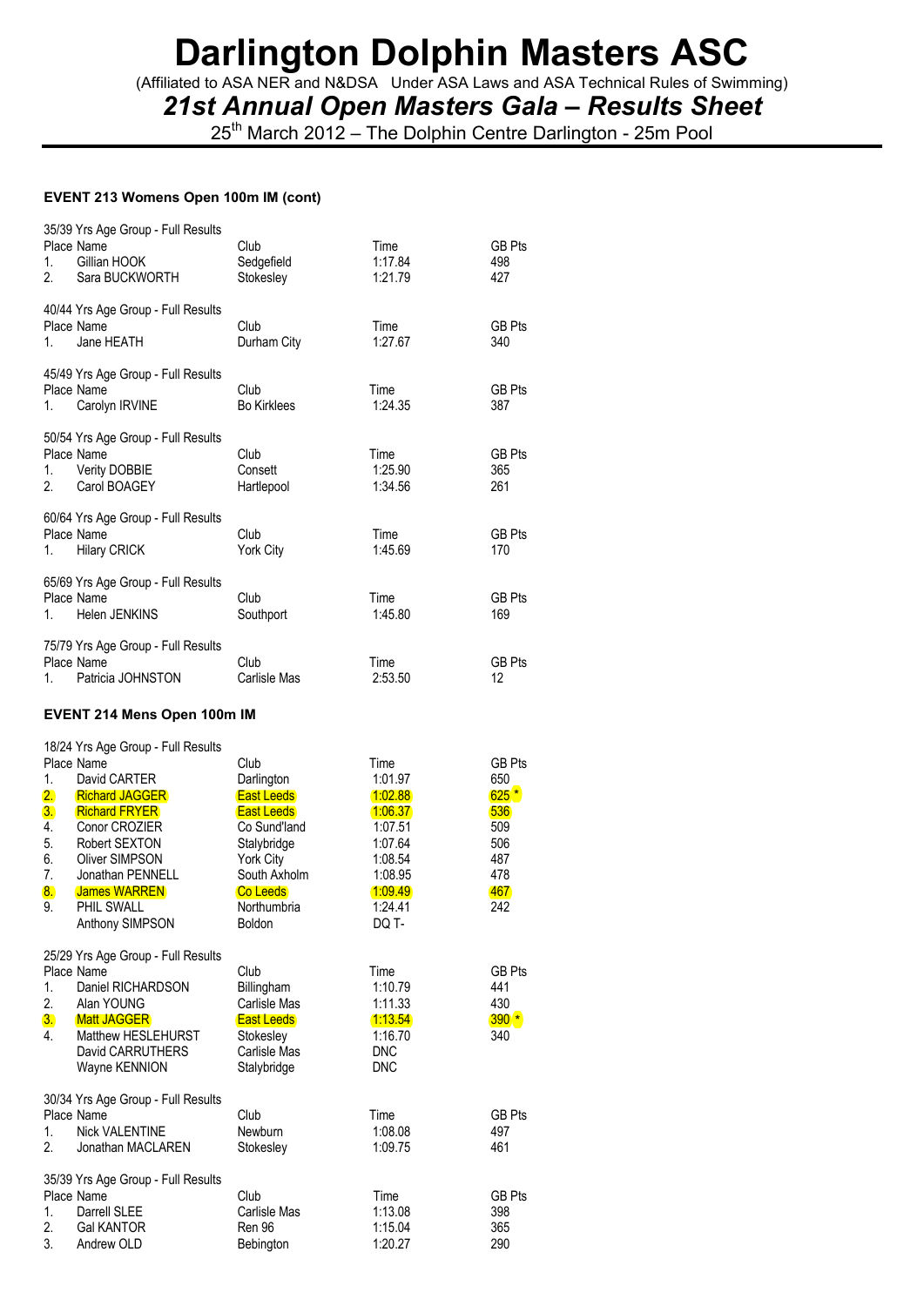# Darlington Dolphin Masters ASC

(Affiliated to ASA NER and N&DSA Under ASA Laws and ASA Technical Rules of Swimming)

## *21st Annual Open Masters Gala – Results Sheet*

25th March 2012 – The Dolphin Centre Darlington - 25m Pool

### EVENT 213 Womens Open 100m IM (cont)

35/39 Yrs Age Group - Full Results

| Place | Name | Club | Time | GB Pts |
|---|---|---|---|---|
| 1. | Gillian HOOK | Sedgefield | 1:17.84 | 498 |
| 2. | Sara BUCKWORTH | Stokesley | 1:21.79 | 427 |

40/44 Yrs Age Group - Full Results

| Place | Name | Club | Time | GB Pts |
|---|---|---|---|---|
| 1. | Jane HEATH | Durham City | 1:27.67 | 340 |

45/49 Yrs Age Group - Full Results

| Place | Name | Club | Time | GB Pts |
|---|---|---|---|---|
| 1. | Carolyn IRVINE | Bo Kirklees | 1:24.35 | 387 |

50/54 Yrs Age Group - Full Results

| Place | Name | Club | Time | GB Pts |
|---|---|---|---|---|
| 1. | Verity DOBBIE | Consett | 1:25.90 | 365 |
| 2. | Carol BOAGEY | Hartlepool | 1:34.56 | 261 |

60/64 Yrs Age Group - Full Results

| Place | Name | Club | Time | GB Pts |
|---|---|---|---|---|
| 1. | Hilary CRICK | York City | 1:45.69 | 170 |

65/69 Yrs Age Group - Full Results

| Place | Name | Club | Time | GB Pts |
|---|---|---|---|---|
| 1. | Helen JENKINS | Southport | 1:45.80 | 169 |

75/79 Yrs Age Group - Full Results

| Place | Name | Club | Time | GB Pts |
|---|---|---|---|---|
| 1. | Patricia JOHNSTON | Carlisle Mas | 2:53.50 | 12 |

### EVENT 214 Mens Open 100m IM

18/24 Yrs Age Group - Full Results

| Place | Name | Club | Time | GB Pts |
|---|---|---|---|---|
| 1. | David CARTER | Darlington | 1:01.97 | 650 |
| 2. | Richard JAGGER | East Leeds | 1:02.88 | 625 * |
| 3. | Richard FRYER | East Leeds | 1:06.37 | 536 |
| 4. | Conor CROZIER | Co Sund'land | 1:07.51 | 509 |
| 5. | Robert SEXTON | Stalybridge | 1:07.64 | 506 |
| 6. | Oliver SIMPSON | York City | 1:08.54 | 487 |
| 7. | Jonathan PENNELL | South Axholm | 1:08.95 | 478 |
| 8. | James WARREN | Co Leeds | 1:09.49 | 467 |
| 9. | PHIL SWALL | Northumbria | 1:24.41 | 242 |
| | Anthony SIMPSON | Boldon | DQ T- | |

25/29 Yrs Age Group - Full Results

| Place | Name | Club | Time | GB Pts |
|---|---|---|---|---|
| 1. | Daniel RICHARDSON | Billingham | 1:10.79 | 441 |
| 2. | Alan YOUNG | Carlisle Mas | 1:11.33 | 430 |
| 3. | Matt JAGGER | East Leeds | 1:13.54 | 390 * |
| 4. | Matthew HESLEHURST | Stokesley | 1:16.70 | 340 |
| | David CARRUTHERS | Carlisle Mas | DNC | |
| | Wayne KENNION | Stalybridge | DNC | |

30/34 Yrs Age Group - Full Results

| Place | Name | Club | Time | GB Pts |
|---|---|---|---|---|
| 1. | Nick VALENTINE | Newburn | 1:08.08 | 497 |
| 2. | Jonathan MACLAREN | Stokesley | 1:09.75 | 461 |

35/39 Yrs Age Group - Full Results

| Place | Name | Club | Time | GB Pts |
|---|---|---|---|---|
| 1. | Darrell SLEE | Carlisle Mas | 1:13.08 | 398 |
| 2. | Gal KANTOR | Ren 96 | 1:15.04 | 365 |
| 3. | Andrew OLD | Bebington | 1:20.27 | 290 |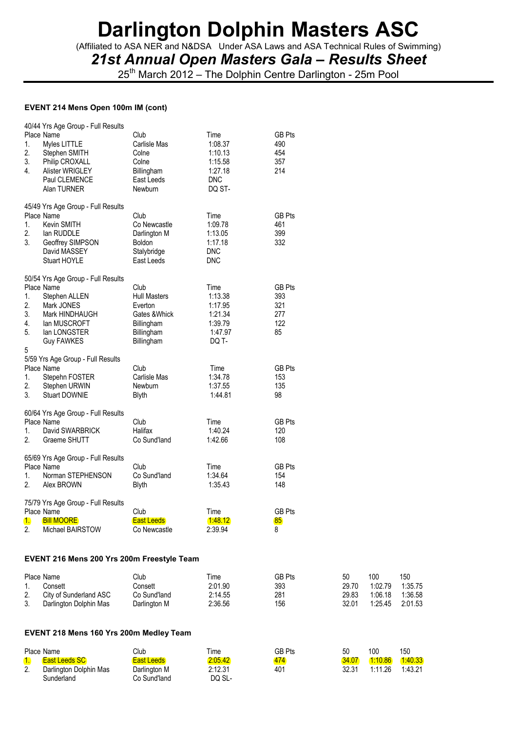# Darlington Dolphin Masters ASC

(Affiliated to ASA NER and N&DSA Under ASA Laws and ASA Technical Rules of Swimming)

## *21st Annual Open Masters Gala – Results Sheet*

25th March 2012 – The Dolphin Centre Darlington - 25m Pool

### EVENT 214 Mens Open 100m IM (cont)

40/44 Yrs Age Group - Full Results

| Place | Name | Club | Time | GB Pts |
|---|---|---|---|---|
| 1. | Myles LITTLE | Carlisle Mas | 1:08.37 | 490 |
| 2. | Stephen SMITH | Colne | 1:10.13 | 454 |
| 3. | Philip CROXALL | Colne | 1:15.58 | 357 |
| 4. | Alister WRIGLEY | Billingham | 1:27.18 | 214 |
| | Paul CLEMENCE | East Leeds | DNC | |
| | Alan TURNER | Newburn | DQ ST- | |

45/49 Yrs Age Group - Full Results

| Place | Name | Club | Time | GB Pts |
|---|---|---|---|---|
| 1. | Kevin SMITH | Co Newcastle | 1:09.78 | 461 |
| 2. | Ian RUDDLE | Darlington M | 1:13.05 | 399 |
| 3. | Geoffrey SIMPSON | Boldon | 1:17.18 | 332 |
| | David MASSEY | Stalybridge | DNC | |
| | Stuart HOYLE | East Leeds | DNC | |

50/54 Yrs Age Group - Full Results

| Place | Name | Club | Time | GB Pts |
|---|---|---|---|---|
| 1. | Stephen ALLEN | Hull Masters | 1:13.38 | 393 |
| 2. | Mark JONES | Everton | 1:17.95 | 321 |
| 3. | Mark HINDHAUGH | Gates &Whick | 1:21.34 | 277 |
| 4. | Ian MUSCROFT | Billingham | 1:39.79 | 122 |
| 5. | Ian LONGSTER | Billingham | 1:47.97 | 85 |
| | Guy FAWKES | Billingham | DQ T- | |

5

5/59 Yrs Age Group - Full Results

| Place | Name | Club | Time | GB Pts |
|---|---|---|---|---|
| 1. | Stepehn FOSTER | Carlisle Mas | 1:34.78 | 153 |
| 2. | Stephen URWIN | Newburn | 1:37.55 | 135 |
| 3. | Stuart DOWNIE | Blyth | 1:44.81 | 98 |

60/64 Yrs Age Group - Full Results

| Place | Name | Club | Time | GB Pts |
|---|---|---|---|---|
| 1. | David SWARBRICK | Halifax | 1:40.24 | 120 |
| 2. | Graeme SHUTT | Co Sund'land | 1:42.66 | 108 |

65/69 Yrs Age Group - Full Results

| Place | Name | Club | Time | GB Pts |
|---|---|---|---|---|
| 1. | Norman STEPHENSON | Co Sund'land | 1:34.64 | 154 |
| 2. | Alex BROWN | Blyth | 1:35.43 | 148 |

75/79 Yrs Age Group - Full Results

| Place | Name | Club | Time | GB Pts |
|---|---|---|---|---|
| 1. | Bill MOORE | East Leeds | 1:48.12 | 85 |
| 2. | Michael BAIRSTOW | Co Newcastle | 2:39.94 | 8 |

### EVENT 216 Mens 200 Yrs 200m Freestyle Team

| Place | Name | Club | Time | GB Pts | 50 | 100 | 150 |
|---|---|---|---|---|---|---|---|
| 1. | Consett | Consett | 2:01.90 | 393 | 29.70 | 1:02.79 | 1:35.75 |
| 2. | City of Sunderland ASC | Co Sund'land | 2:14.55 | 281 | 29.83 | 1:06.18 | 1:36.58 |
| 3. | Darlington Dolphin Mas | Darlington M | 2:36.56 | 156 | 32.01 | 1:25.45 | 2:01.53 |

### EVENT 218 Mens 160 Yrs 200m Medley Team

| Place | Name | Club | Time | GB Pts | 50 | 100 | 150 |
|---|---|---|---|---|---|---|---|
| 1. | East Leeds SC | East Leeds | 2:05.42 | 474 | 34.07 | 1:10.86 | 1:40.33 |
| 2. | Darlington Dolphin Mas | Darlington M | 2:12.31 | 401 | 32.31 | 1:11.26 | 1:43.21 |
| | Sunderland | Co Sund'land | DQ SL- | | | | |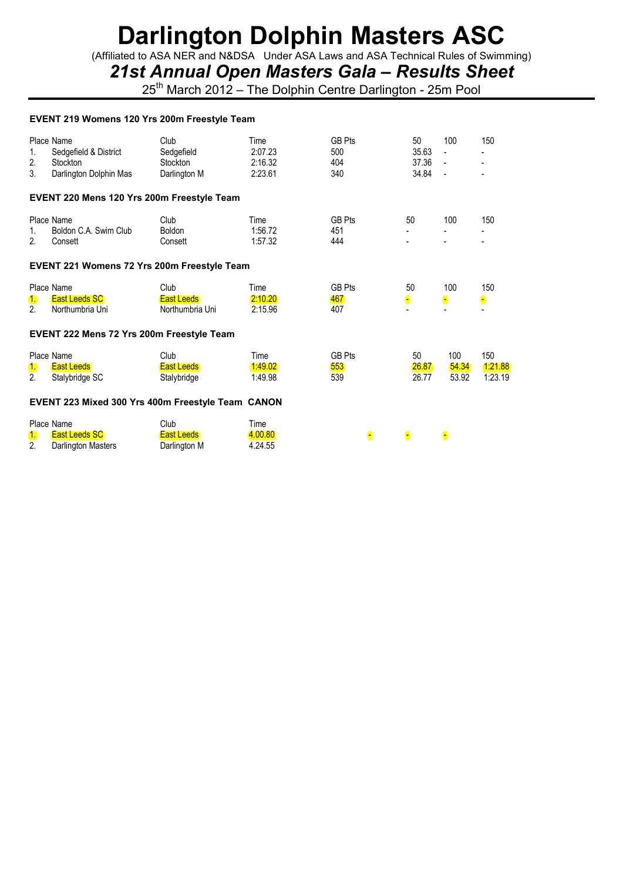# Darlington Dolphin Masters ASC

(Affiliated to ASA NER and N&DSA Under ASA Laws and ASA Technical Rules of Swimming)

## *21st Annual Open Masters Gala – Results Sheet*

25th March 2012 – The Dolphin Centre Darlington - 25m Pool

### EVENT 219 Womens 120 Yrs 200m Freestyle Team

| Place | Name | Club | Time | GB Pts | 50 | 100 | 150 |
|---|---|---|---|---|---|---|---|
| 1. | Sedgefield & District | Sedgefield | 2:07.23 | 500 | 35.63 | - | - |
| 2. | Stockton | Stockton | 2:16.32 | 404 | 37.36 | - | - |
| 3. | Darlington Dolphin Mas | Darlington M | 2:23.61 | 340 | 34.84 | - | - |

### EVENT 220 Mens 120 Yrs 200m Freestyle Team

| Place | Name | Club | Time | GB Pts | 50 | 100 | 150 |
|---|---|---|---|---|---|---|---|
| 1. | Boldon C.A. Swim Club | Boldon | 1:56.72 | 451 | - | - | - |
| 2. | Consett | Consett | 1:57.32 | 444 | - | - | - |

### EVENT 221 Womens 72 Yrs 200m Freestyle Team

| Place | Name | Club | Time | GB Pts | 50 | 100 | 150 |
|---|---|---|---|---|---|---|---|
| 1. | East Leeds SC | East Leeds | 2:10.20 | 467 | - | - | - |
| 2. | Northumbria Uni | Northumbria Uni | 2:15.96 | 407 | - | - | - |

### EVENT 222 Mens 72 Yrs 200m Freestyle Team

| Place | Name | Club | Time | GB Pts | 50 | 100 | 150 |
|---|---|---|---|---|---|---|---|
| 1. | East Leeds | East Leeds | 1:49.02 | 553 | 26.87 | 54.34 | 1:21.88 |
| 2. | Stalybridge SC | Stalybridge | 1:49.98 | 539 | 26.77 | 53.92 | 1:23.19 |

### EVENT 223 Mixed 300 Yrs 400m Freestyle Team CANON

| Place | Name | Club | Time | | | |
|---|---|---|---|---|---|---|
| 1. | East Leeds SC | East Leeds | 4.00.80 | - | - | - |
| 2. | Darlington Masters | Darlington M | 4.24.55 | | | |